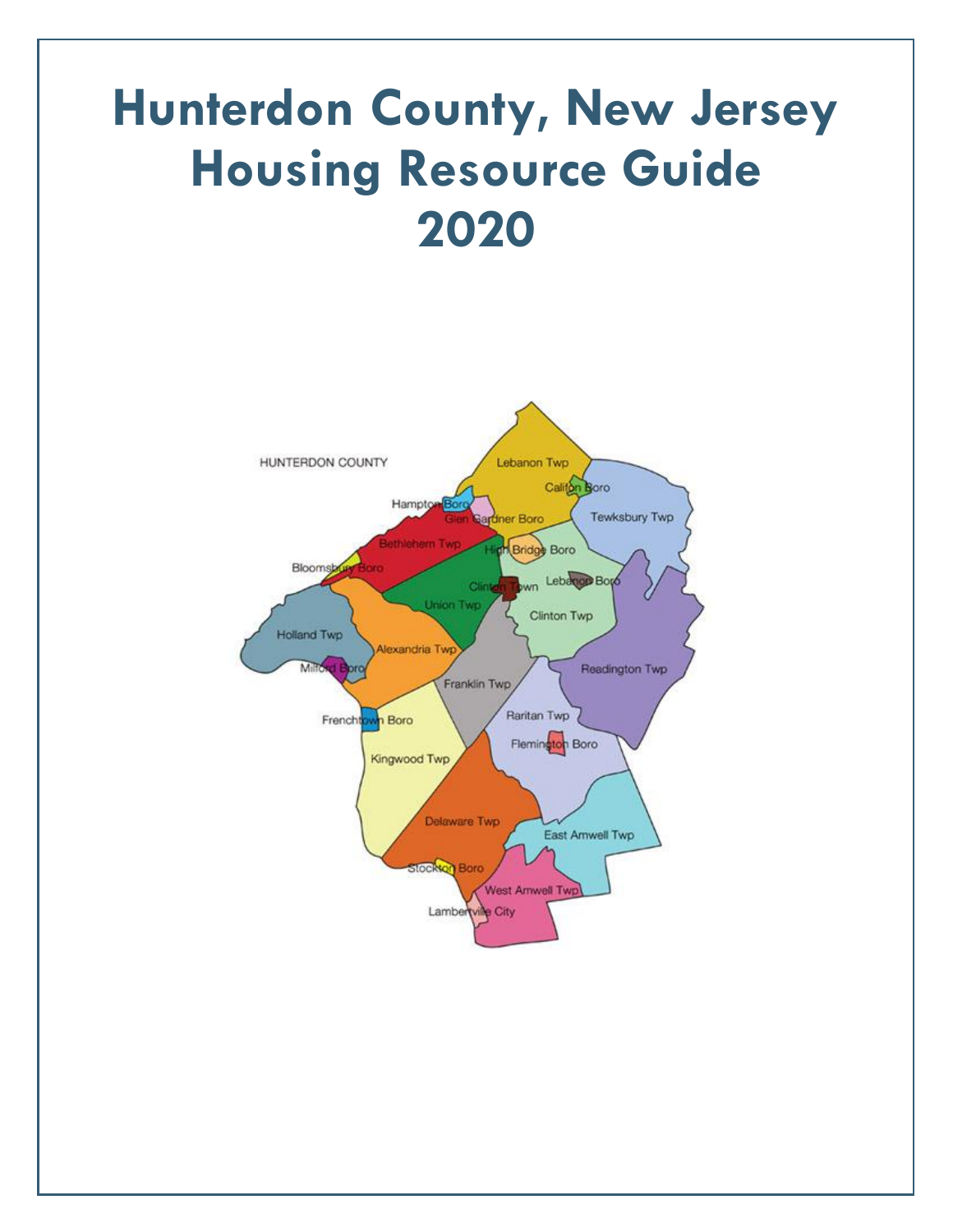# Hunterdon County, New Jersey
# Housing Resource Guide
# 2020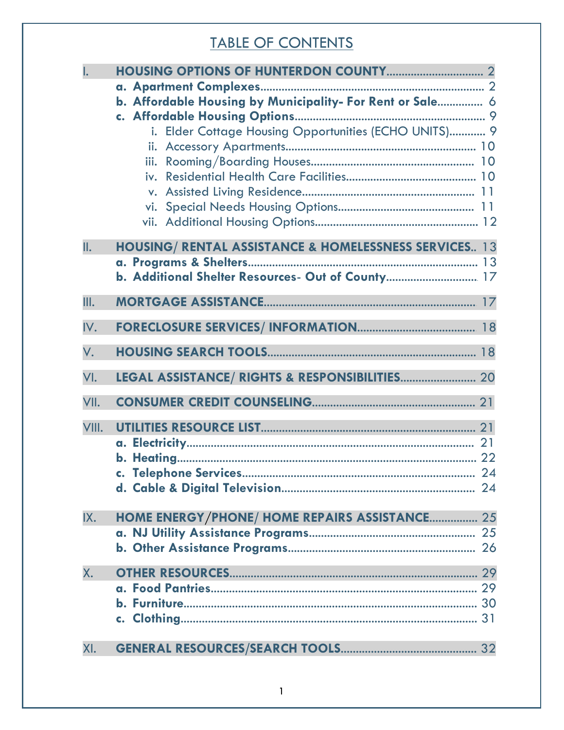# TABLE OF CONTENTS

- **I. HOUSING OPTIONS OF HUNTERDON COUNTY** ............................... 2
  - **a. Apartment Complexes** ............................... 2
  - **b. Affordable Housing by Municipality- For Rent or Sale** ............................... 6
  - **c. Affordable Housing Options** ............................... 9
    - i. Elder Cottage Housing Opportunities (ECHO UNITS) ............................... 9
    - ii. Accessory Apartments ............................... 10
    - iii. Rooming/Boarding Houses ............................... 10
    - iv. Residential Health Care Facilities ............................... 10
    - v. Assisted Living Residence ............................... 11
    - vi. Special Needs Housing Options ............................... 11
    - vii. Additional Housing Options ............................... 12
- **II. HOUSING/ RENTAL ASSISTANCE & HOMELESSNESS SERVICES** .. 13
  - **a. Programs & Shelters** ............................... 13
  - **b. Additional Shelter Resources- Out of County** ............................... 17
- **III. MORTGAGE ASSISTANCE** ............................... 17
- **IV. FORECLOSURE SERVICES/ INFORMATION** ............................... 18
- **V. HOUSING SEARCH TOOLS** ............................... 18
- **VI. LEGAL ASSISTANCE/ RIGHTS & RESPONSIBILITIES** ............................... 20
- **VII. CONSUMER CREDIT COUNSELING** ............................... 21
- **VIII. UTILITIES RESOURCE LIST** ............................... 21
  - **a. Electricity** ............................... 21
  - **b. Heating** ............................... 22
  - **c. Telephone Services** ............................... 24
  - **d. Cable & Digital Television** ............................... 24
- **IX. HOME ENERGY/PHONE/ HOME REPAIRS ASSISTANCE** ............................... 25
  - **a. NJ Utility Assistance Programs** ............................... 25
  - **b. Other Assistance Programs** ............................... 26
- **X. OTHER RESOURCES** ............................... 29
  - **a. Food Pantries** ............................... 29
  - **b. Furniture** ............................... 30
  - **c. Clothing** ............................... 31
- **XI. GENERAL RESOURCES/SEARCH TOOLS** ............................... 32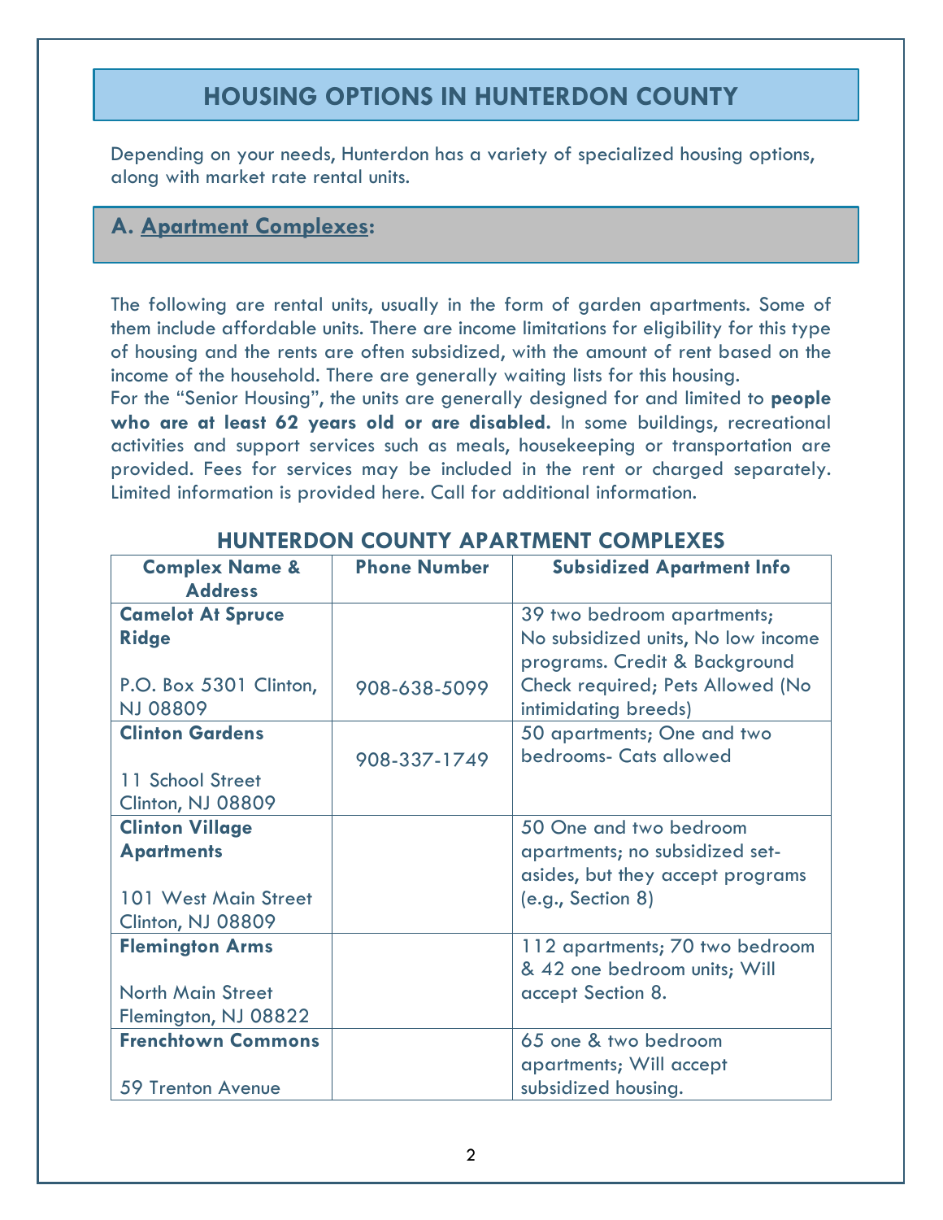# HOUSING OPTIONS IN HUNTERDON COUNTY

Depending on your needs, Hunterdon has a variety of specialized housing options, along with market rate rental units.

## A. Apartment Complexes:

The following are rental units, usually in the form of garden apartments. Some of them include affordable units. There are income limitations for eligibility for this type of housing and the rents are often subsidized, with the amount of rent based on the income of the household. There are generally waiting lists for this housing.

For the "Senior Housing", the units are generally designed for and limited to **people who are at least 62 years old or are disabled.** In some buildings, recreational activities and support services such as meals, housekeeping or transportation are provided. Fees for services may be included in the rent or charged separately. Limited information is provided here. Call for additional information.

### HUNTERDON COUNTY APARTMENT COMPLEXES

| Complex Name & Address | Phone Number | Subsidized Apartment Info |
|---|---|---|
| **Camelot At Spruce Ridge**<br><br>P.O. Box 5301 Clinton, NJ 08809 | 908-638-5099 | 39 two bedroom apartments; No subsidized units, No low income programs. Credit & Background Check required; Pets Allowed (No intimidating breeds) |
| **Clinton Gardens**<br><br>11 School Street Clinton, NJ 08809 | 908-337-1749 | 50 apartments; One and two bedrooms- Cats allowed |
| **Clinton Village Apartments**<br><br>101 West Main Street Clinton, NJ 08809 | | 50 One and two bedroom apartments; no subsidized set-asides, but they accept programs (e.g., Section 8) |
| **Flemington Arms**<br><br>North Main Street Flemington, NJ 08822 | | 112 apartments; 70 two bedroom & 42 one bedroom units; Will accept Section 8. |
| **Frenchtown Commons**<br><br>59 Trenton Avenue | | 65 one & two bedroom apartments; Will accept subsidized housing. |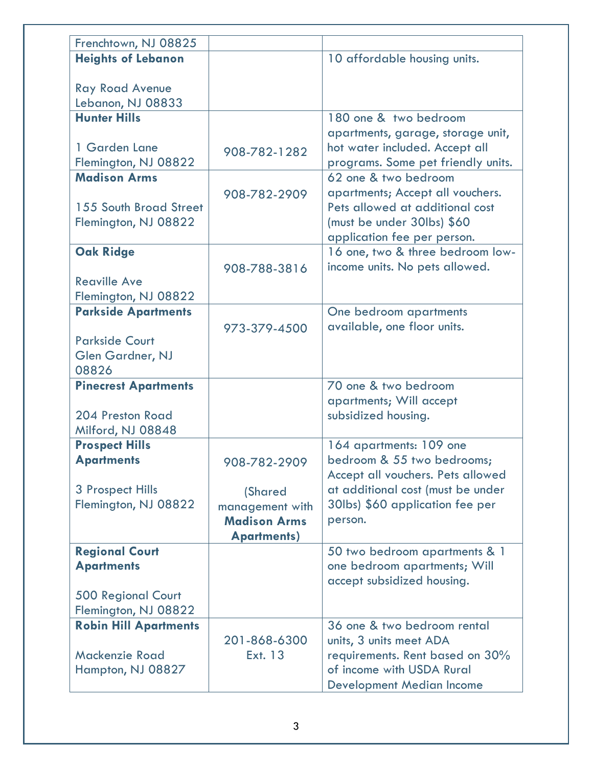| | | |
|---|---|---|
| Frenchtown, NJ 08825 | | |
| **Heights of Lebanon**<br><br>Ray Road Avenue<br>Lebanon, NJ 08833 | | 10 affordable housing units. |
| **Hunter Hills**<br><br>1 Garden Lane<br>Flemington, NJ 08822 | 908-782-1282 | 180 one & two bedroom apartments, garage, storage unit, hot water included. Accept all programs. Some pet friendly units. |
| **Madison Arms**<br><br>155 South Broad Street<br>Flemington, NJ 08822 | 908-782-2909 | 62 one & two bedroom apartments; Accept all vouchers. Pets allowed at additional cost (must be under 30lbs) $60 application fee per person. |
| **Oak Ridge**<br><br>Reaville Ave<br>Flemington, NJ 08822 | 908-788-3816 | 16 one, two & three bedroom low-income units. No pets allowed. |
| **Parkside Apartments**<br><br>Parkside Court<br>Glen Gardner, NJ 08826 | 973-379-4500 | One bedroom apartments available, one floor units. |
| **Pinecrest Apartments**<br><br>204 Preston Road<br>Milford, NJ 08848 | | 70 one & two bedroom apartments; Will accept subsidized housing. |
| **Prospect Hills Apartments**<br><br>3 Prospect Hills<br>Flemington, NJ 08822 | 908-782-2909<br><br>(Shared management with **Madison Arms Apartments**) | 164 apartments: 109 one bedroom & 55 two bedrooms; Accept all vouchers. Pets allowed at additional cost (must be under 30lbs) $60 application fee per person. |
| **Regional Court Apartments**<br><br>500 Regional Court<br>Flemington, NJ 08822 | | 50 two bedroom apartments & 1 one bedroom apartments; Will accept subsidized housing. |
| **Robin Hill Apartments**<br><br>Mackenzie Road<br>Hampton, NJ 08827 | 201-868-6300 Ext. 13 | 36 one & two bedroom rental units, 3 units meet ADA requirements. Rent based on 30% of income with USDA Rural Development Median Income |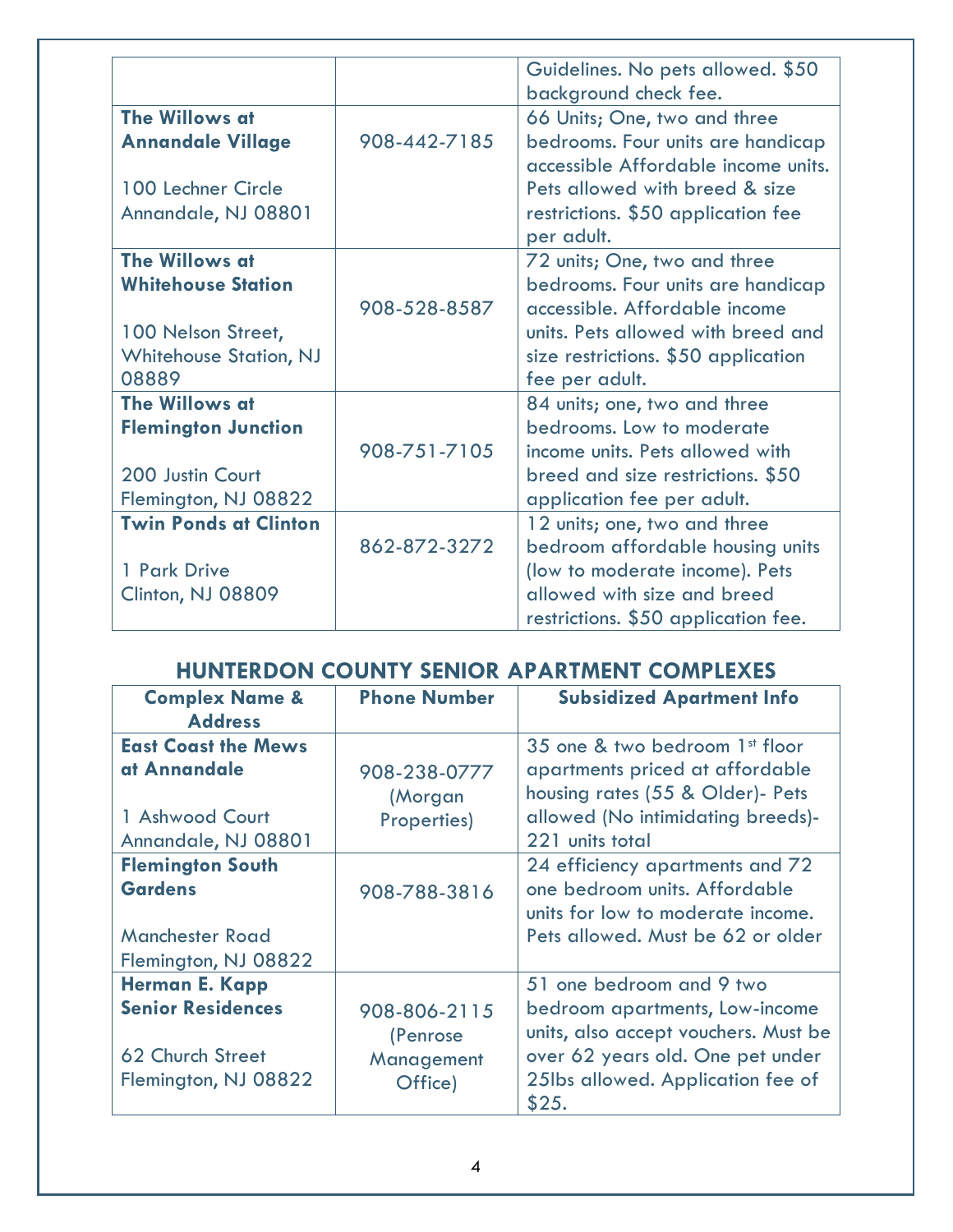| | | |
|---|---|---|
| | | Guidelines. No pets allowed. $50 background check fee. |
| **The Willows at Annandale Village**<br><br>100 Lechner Circle<br>Annandale, NJ 08801 | 908-442-7185 | 66 Units; One, two and three bedrooms. Four units are handicap accessible Affordable income units. Pets allowed with breed & size restrictions. $50 application fee per adult. |
| **The Willows at Whitehouse Station**<br><br>100 Nelson Street, Whitehouse Station, NJ 08889 | 908-528-8587 | 72 units; One, two and three bedrooms. Four units are handicap accessible. Affordable income units. Pets allowed with breed and size restrictions. $50 application fee per adult. |
| **The Willows at Flemington Junction**<br><br>200 Justin Court<br>Flemington, NJ 08822 | 908-751-7105 | 84 units; one, two and three bedrooms. Low to moderate income units. Pets allowed with breed and size restrictions. $50 application fee per adult. |
| **Twin Ponds at Clinton**<br><br>1 Park Drive<br>Clinton, NJ 08809 | 862-872-3272 | 12 units; one, two and three bedroom affordable housing units (low to moderate income). Pets allowed with size and breed restrictions. $50 application fee. |

## HUNTERDON COUNTY SENIOR APARTMENT COMPLEXES

| Complex Name & Address | Phone Number | Subsidized Apartment Info |
|---|---|---|
| **East Coast the Mews at Annandale**<br><br>1 Ashwood Court<br>Annandale, NJ 08801 | 908-238-0777 (Morgan Properties) | 35 one & two bedroom 1st floor apartments priced at affordable housing rates (55 & Older)- Pets allowed (No intimidating breeds)- 221 units total |
| **Flemington South Gardens**<br><br>Manchester Road<br>Flemington, NJ 08822 | 908-788-3816 | 24 efficiency apartments and 72 one bedroom units. Affordable units for low to moderate income. Pets allowed. Must be 62 or older |
| **Herman E. Kapp Senior Residences**<br><br>62 Church Street<br>Flemington, NJ 08822 | 908-806-2115 (Penrose Management Office) | 51 one bedroom and 9 two bedroom apartments, Low-income units, also accept vouchers. Must be over 62 years old. One pet under 25lbs allowed. Application fee of $25. |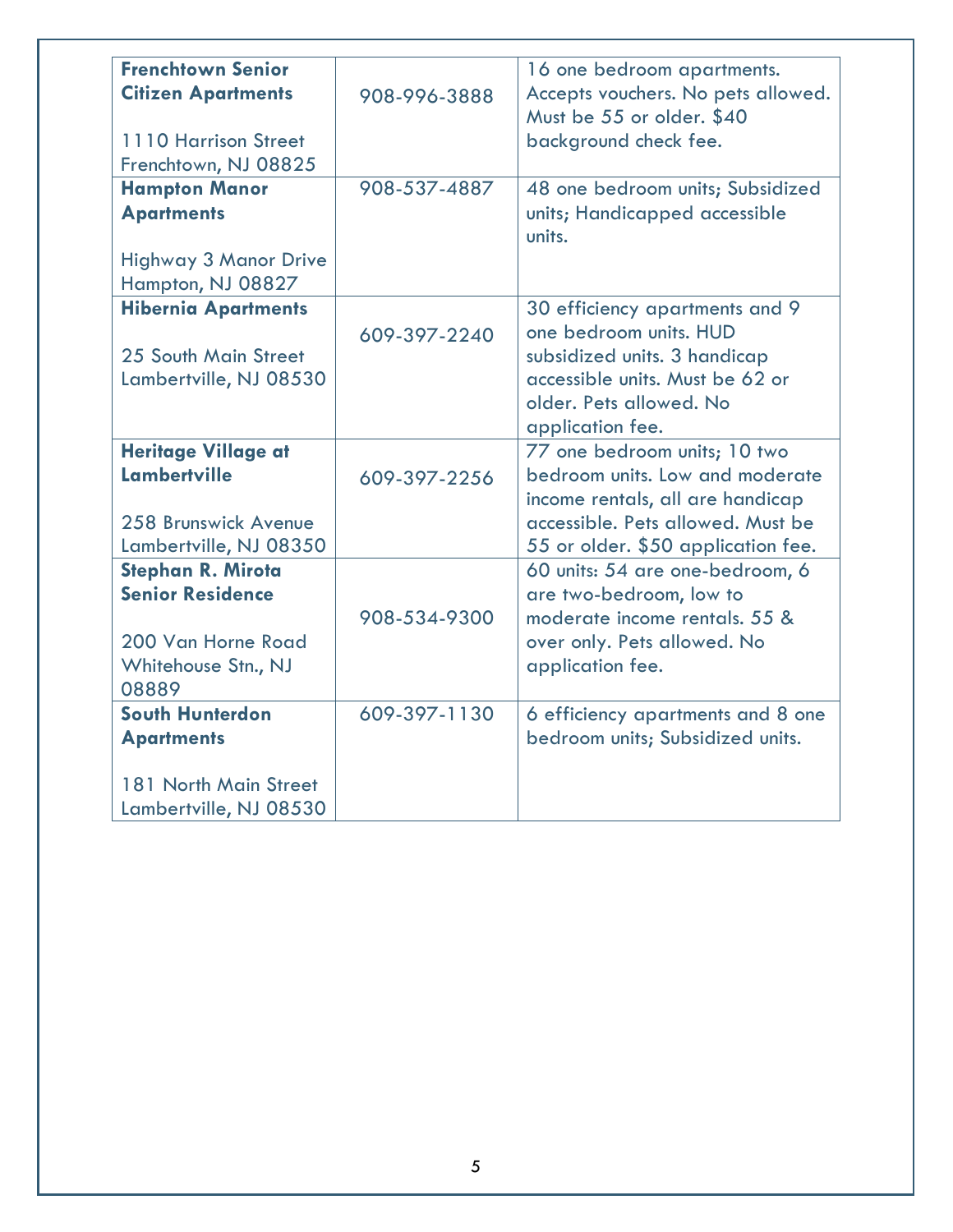| | | |
|---|---|---|
| **Frenchtown Senior Citizen Apartments**<br><br>1110 Harrison Street<br>Frenchtown, NJ 08825 | 908-996-3888 | 16 one bedroom apartments. Accepts vouchers. No pets allowed. Must be 55 or older. $40 background check fee. |
| **Hampton Manor Apartments**<br><br>Highway 3 Manor Drive<br>Hampton, NJ 08827 | 908-537-4887 | 48 one bedroom units; Subsidized units; Handicapped accessible units. |
| **Hibernia Apartments**<br><br>25 South Main Street<br>Lambertville, NJ 08530 | 609-397-2240 | 30 efficiency apartments and 9 one bedroom units. HUD subsidized units. 3 handicap accessible units. Must be 62 or older. Pets allowed. No application fee. |
| **Heritage Village at Lambertville**<br><br>258 Brunswick Avenue<br>Lambertville, NJ 08350 | 609-397-2256 | 77 one bedroom units; 10 two bedroom units. Low and moderate income rentals, all are handicap accessible. Pets allowed. Must be 55 or older. $50 application fee. |
| **Stephan R. Mirota Senior Residence**<br><br>200 Van Horne Road<br>Whitehouse Stn., NJ 08889 | 908-534-9300 | 60 units: 54 are one-bedroom, 6 are two-bedroom, low to moderate income rentals. 55 & over only. Pets allowed. No application fee. |
| **South Hunterdon Apartments**<br><br>181 North Main Street<br>Lambertville, NJ 08530 | 609-397-1130 | 6 efficiency apartments and 8 one bedroom units; Subsidized units. |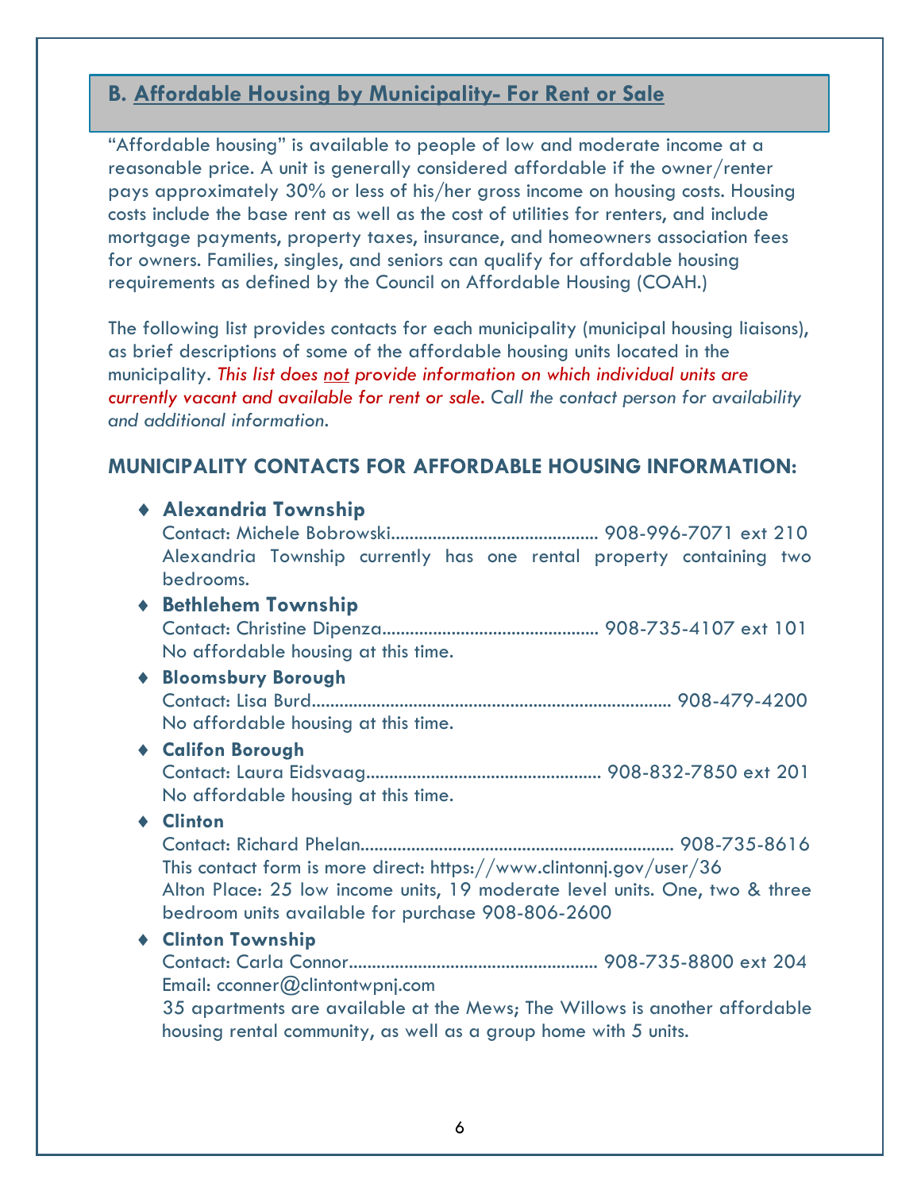## B. Affordable Housing by Municipality- For Rent or Sale

"Affordable housing" is available to people of low and moderate income at a reasonable price. A unit is generally considered affordable if the owner/renter pays approximately 30% or less of his/her gross income on housing costs. Housing costs include the base rent as well as the cost of utilities for renters, and include mortgage payments, property taxes, insurance, and homeowners association fees for owners. Families, singles, and seniors can qualify for affordable housing requirements as defined by the Council on Affordable Housing (COAH.)

The following list provides contacts for each municipality (municipal housing liaisons), as brief descriptions of some of the affordable housing units located in the municipality. *This list does not provide information on which individual units are currently vacant and available for rent or sale. Call the contact person for availability and additional information.*

### MUNICIPALITY CONTACTS FOR AFFORDABLE HOUSING INFORMATION:

- **Alexandria Township**
  Contact: Michele Bobrowski............................................ 908-996-7071 ext 210
  Alexandria Township currently has one rental property containing two bedrooms.
- **Bethlehem Township**
  Contact: Christine Dipenza.............................................. 908-735-4107 ext 101
  No affordable housing at this time.
- **Bloomsbury Borough**
  Contact: Lisa Burd............................................................................ 908-479-4200
  No affordable housing at this time.
- **Califon Borough**
  Contact: Laura Eidsvaag.................................................. 908-832-7850 ext 201
  No affordable housing at this time.
- **Clinton**
  Contact: Richard Phelan.................................................................. 908-735-8616
  This contact form is more direct: https://www.clintonnj.gov/user/36
  Alton Place: 25 low income units, 19 moderate level units. One, two & three bedroom units available for purchase 908-806-2600
- **Clinton Township**
  Contact: Carla Connor..................................................... 908-735-8800 ext 204
  Email: cconner@clintontwpnj.com
  35 apartments are available at the Mews; The Willows is another affordable housing rental community, as well as a group home with 5 units.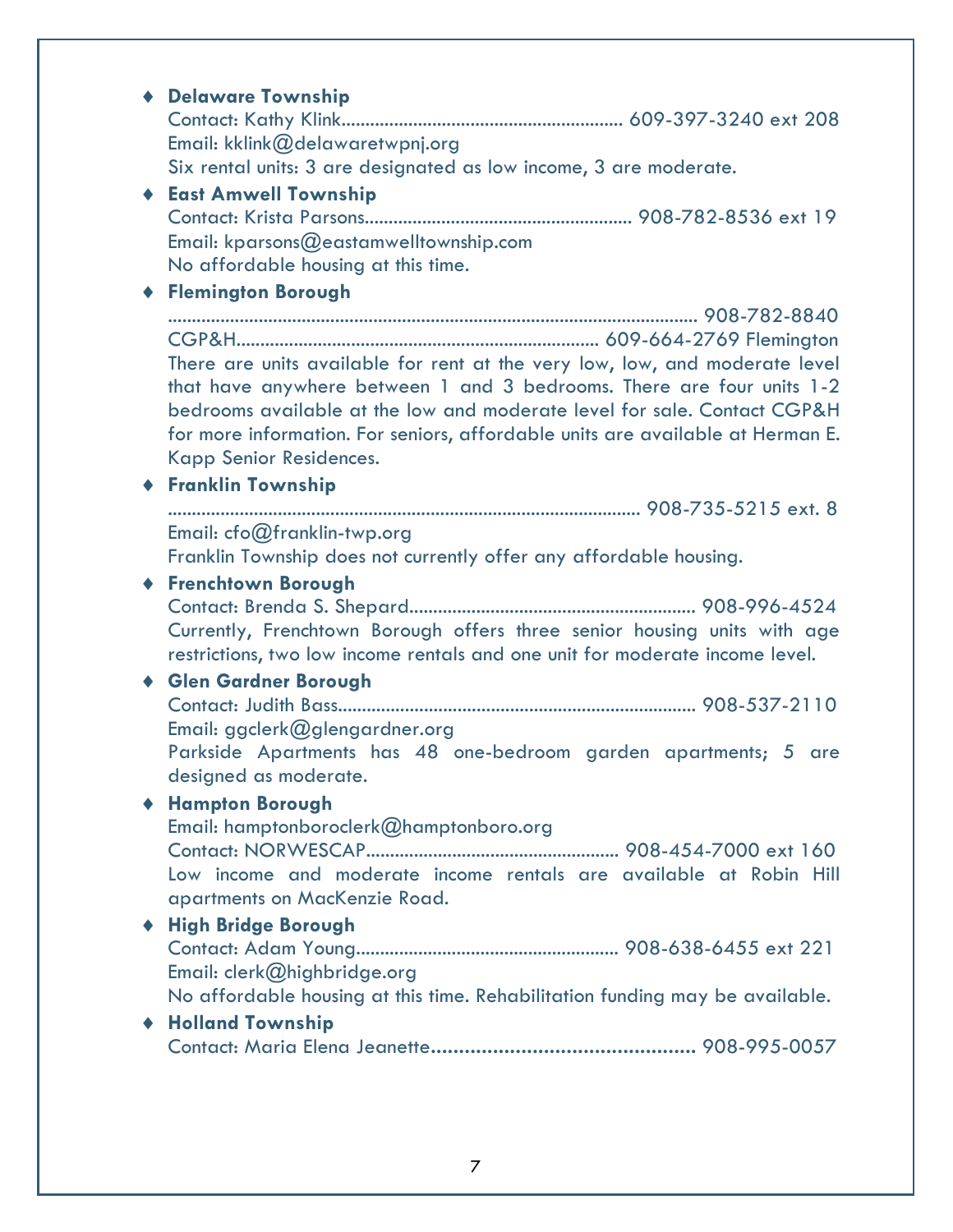- **Delaware Township**
  Contact: Kathy Klink.......................................................... 609-397-3240 ext 208
  Email: kklink@delawaretwpnj.org
  Six rental units: 3 are designated as low income, 3 are moderate.
- **East Amwell Township**
  Contact: Krista Parsons....................................................... 908-782-8536 ext 19
  Email: kparsons@eastamwelltownship.com
  No affordable housing at this time.
- **Flemington Borough**
  ............................................................................................................... 908-782-8840
  CGP&H........................................................................... 609-664-2769 Flemington
  There are units available for rent at the very low, low, and moderate level that have anywhere between 1 and 3 bedrooms. There are four units 1-2 bedrooms available at the low and moderate level for sale. Contact CGP&H for more information. For seniors, affordable units are available at Herman E. Kapp Senior Residences.
- **Franklin Township**
  ................................................................................................... 908-735-5215 ext. 8
  Email: cfo@franklin-twp.org
  Franklin Township does not currently offer any affordable housing.
- **Frenchtown Borough**
  Contact: Brenda S. Shepard........................................................... 908-996-4524
  Currently, Frenchtown Borough offers three senior housing units with age restrictions, two low income rentals and one unit for moderate income level.
- **Glen Gardner Borough**
  Contact: Judith Bass......................................................................... 908-537-2110
  Email: ggclerk@glengardner.org
  Parkside Apartments has 48 one-bedroom garden apartments; 5 are designed as moderate.
- **Hampton Borough**
  Email: hamptonboroclerk@hamptonboro.org
  Contact: NORWESCAP.................................................... 908-454-7000 ext 160
  Low income and moderate income rentals are available at Robin Hill apartments on MacKenzie Road.
- **High Bridge Borough**
  Contact: Adam Young...................................................... 908-638-6455 ext 221
  Email: clerk@highbridge.org
  No affordable housing at this time. Rehabilitation funding may be available.
- **Holland Township**
  Contact: Maria Elena Jeanette.............................................. 908-995-0057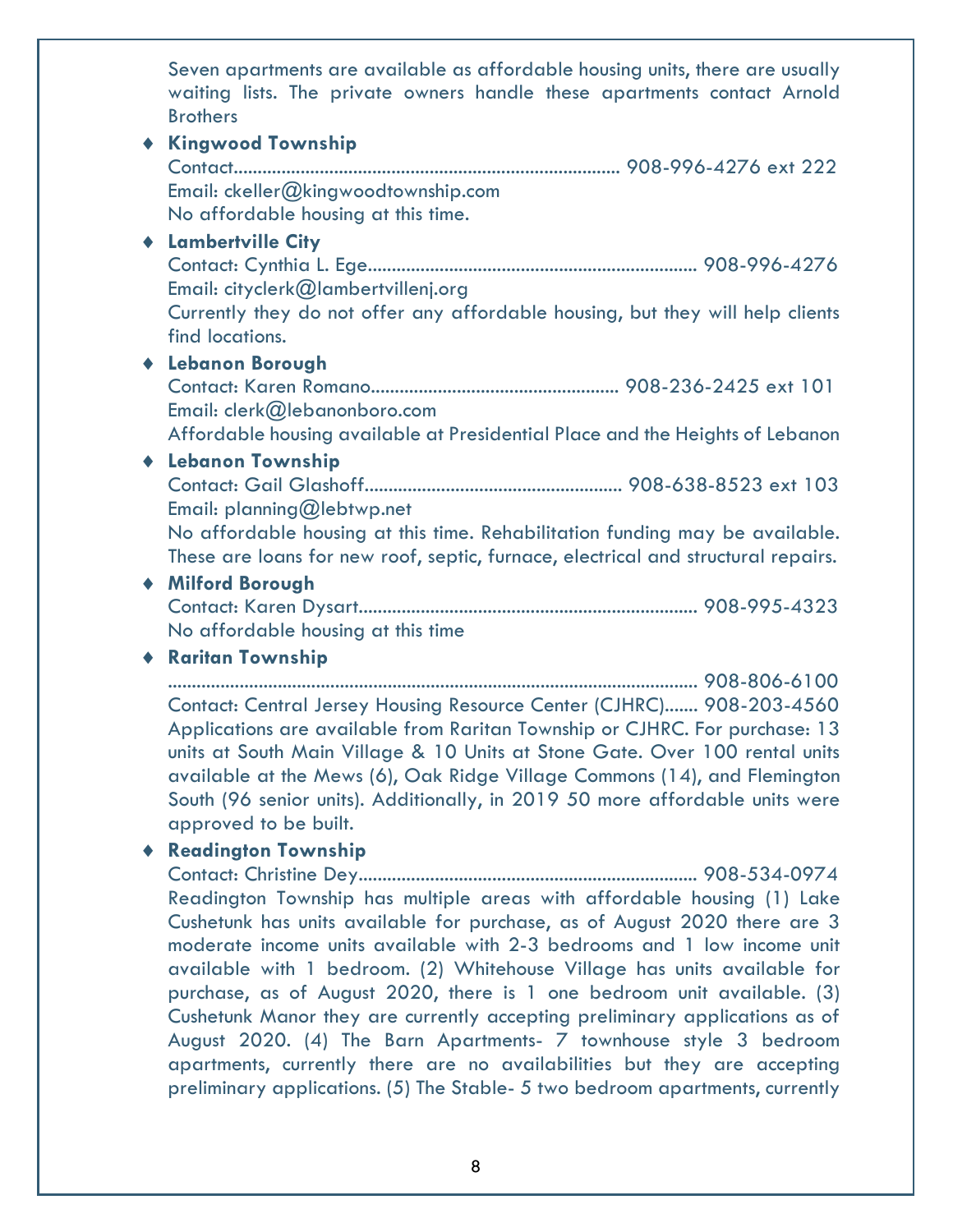Seven apartments are available as affordable housing units, there are usually waiting lists. The private owners handle these apartments contact Arnold Brothers

- **Kingwood Township**
  Contact................................................................................ 908-996-4276 ext 222
  Email: ckeller@kingwoodtownship.com
  No affordable housing at this time.
- **Lambertville City**
  Contact: Cynthia L. Ege.................................................................... 908-996-4276
  Email: cityclerk@lambertvillenj.org
  Currently they do not offer any affordable housing, but they will help clients find locations.
- **Lebanon Borough**
  Contact: Karen Romano.................................................... 908-236-2425 ext 101
  Email: clerk@lebanonboro.com
  Affordable housing available at Presidential Place and the Heights of Lebanon
- **Lebanon Township**
  Contact: Gail Glashoff...................................................... 908-638-8523 ext 103
  Email: planning@lebtwp.net
  No affordable housing at this time. Rehabilitation funding may be available. These are loans for new roof, septic, furnace, electrical and structural repairs.
- **Milford Borough**
  Contact: Karen Dysart....................................................................... 908-995-4323
  No affordable housing at this time
- **Raritan Township**
  .............................................................................................................. 908-806-6100
  Contact: Central Jersey Housing Resource Center (CJHRC)....... 908-203-4560
  Applications are available from Raritan Township or CJHRC. For purchase: 13 units at South Main Village & 10 Units at Stone Gate. Over 100 rental units available at the Mews (6), Oak Ridge Village Commons (14), and Flemington South (96 senior units). Additionally, in 2019 50 more affordable units were approved to be built.
- **Readington Township**
  Contact: Christine Dey...................................................................... 908-534-0974
  Readington Township has multiple areas with affordable housing (1) Lake Cushetunk has units available for purchase, as of August 2020 there are 3 moderate income units available with 2-3 bedrooms and 1 low income unit available with 1 bedroom. (2) Whitehouse Village has units available for purchase, as of August 2020, there is 1 one bedroom unit available. (3) Cushetunk Manor they are currently accepting preliminary applications as of August 2020. (4) The Barn Apartments- 7 townhouse style 3 bedroom apartments, currently there are no availabilities but they are accepting preliminary applications. (5) The Stable- 5 two bedroom apartments, currently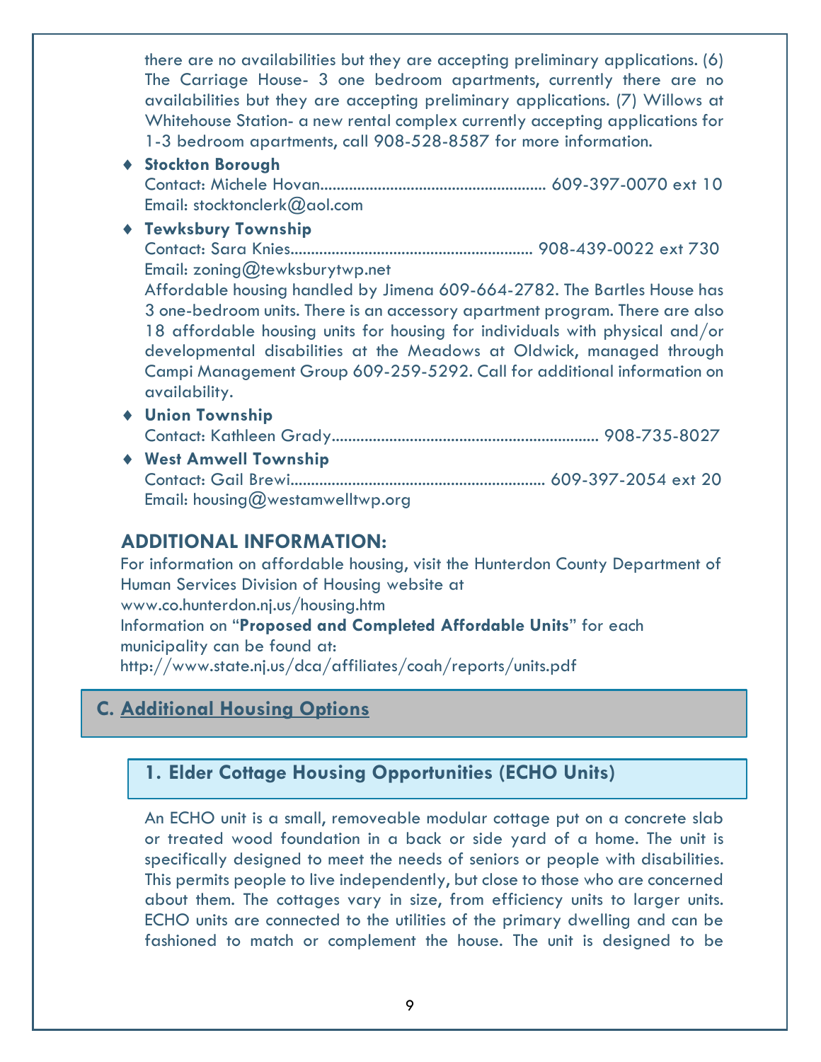there are no availabilities but they are accepting preliminary applications. (6) The Carriage House- 3 one bedroom apartments, currently there are no availabilities but they are accepting preliminary applications. (7) Willows at Whitehouse Station- a new rental complex currently accepting applications for 1-3 bedroom apartments, call 908-528-8587 for more information.

- **Stockton Borough**
  Contact: Michele Hovan...................................................... 609-397-0070 ext 10
  Email: stocktonclerk@aol.com
- **Tewksbury Township**
  Contact: Sara Knies.......................................................... 908-439-0022 ext 730
  Email: zoning@tewksburytwp.net
  Affordable housing handled by Jimena 609-664-2782. The Bartles House has 3 one-bedroom units. There is an accessory apartment program. There are also 18 affordable housing units for housing for individuals with physical and/or developmental disabilities at the Meadows at Oldwick, managed through Campi Management Group 609-259-5292. Call for additional information on availability.
- **Union Township**
  Contact: Kathleen Grady................................................................ 908-735-8027
- **West Amwell Township**
  Contact: Gail Brewi............................................................ 609-397-2054 ext 20
  Email: housing@westamwelltwp.org

## ADDITIONAL INFORMATION:

For information on affordable housing, visit the Hunterdon County Department of Human Services Division of Housing website at
www.co.hunterdon.nj.us/housing.htm
Information on "**Proposed and Completed Affordable Units**" for each municipality can be found at:
http://www.state.nj.us/dca/affiliates/coah/reports/units.pdf

## C. Additional Housing Options

### 1. Elder Cottage Housing Opportunities (ECHO Units)

An ECHO unit is a small, removeable modular cottage put on a concrete slab or treated wood foundation in a back or side yard of a home. The unit is specifically designed to meet the needs of seniors or people with disabilities. This permits people to live independently, but close to those who are concerned about them. The cottages vary in size, from efficiency units to larger units. ECHO units are connected to the utilities of the primary dwelling and can be fashioned to match or complement the house. The unit is designed to be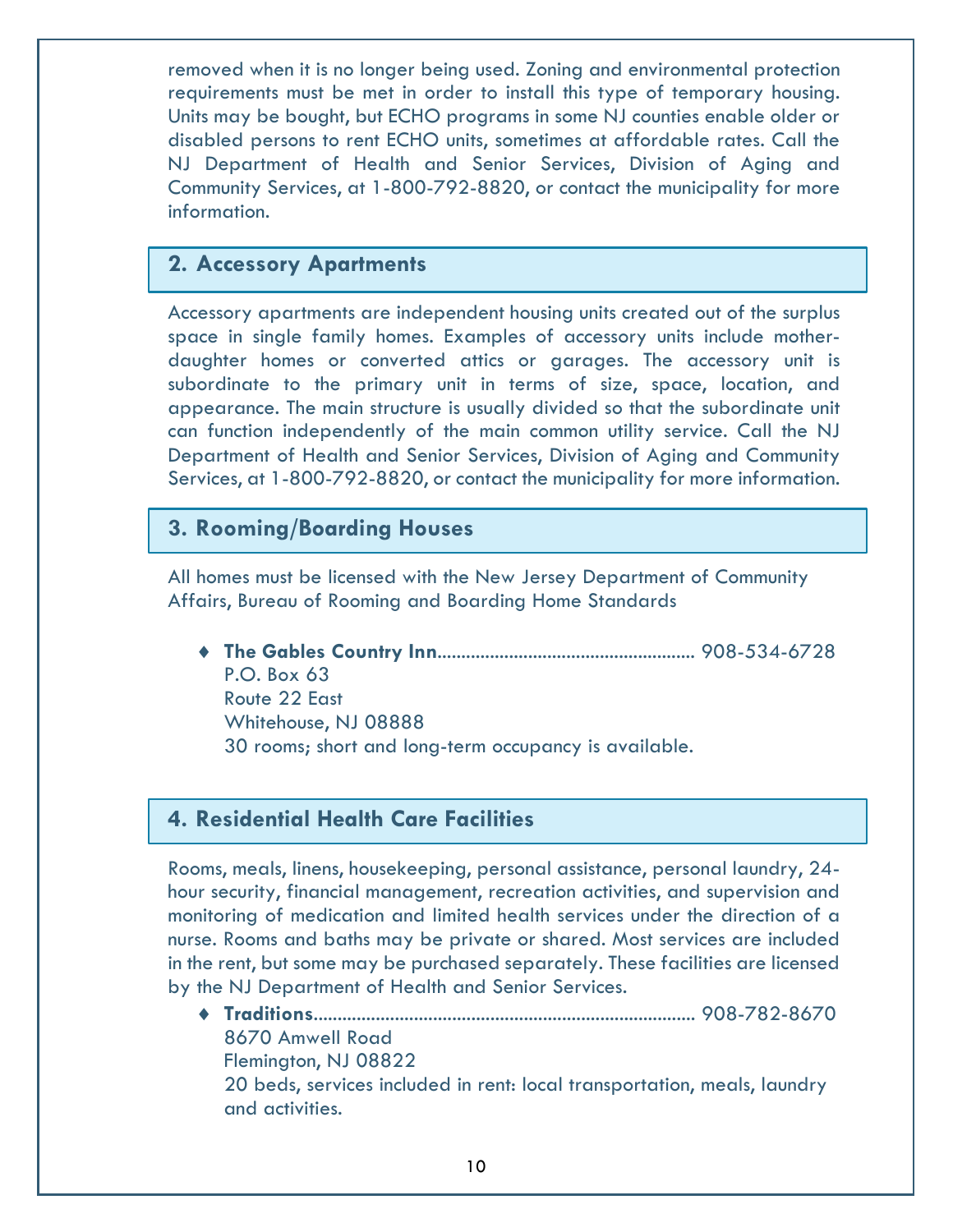removed when it is no longer being used. Zoning and environmental protection requirements must be met in order to install this type of temporary housing. Units may be bought, but ECHO programs in some NJ counties enable older or disabled persons to rent ECHO units, sometimes at affordable rates. Call the NJ Department of Health and Senior Services, Division of Aging and Community Services, at 1-800-792-8820, or contact the municipality for more information.

## 2. Accessory Apartments

Accessory apartments are independent housing units created out of the surplus space in single family homes. Examples of accessory units include mother-daughter homes or converted attics or garages. The accessory unit is subordinate to the primary unit in terms of size, space, location, and appearance. The main structure is usually divided so that the subordinate unit can function independently of the main common utility service. Call the NJ Department of Health and Senior Services, Division of Aging and Community Services, at 1-800-792-8820, or contact the municipality for more information.

## 3. Rooming/Boarding Houses

All homes must be licensed with the New Jersey Department of Community Affairs, Bureau of Rooming and Boarding Home Standards

- **The Gables Country Inn**.................................................... 908-534-6728
  P.O. Box 63
  Route 22 East
  Whitehouse, NJ 08888
  30 rooms; short and long-term occupancy is available.

## 4. Residential Health Care Facilities

Rooms, meals, linens, housekeeping, personal assistance, personal laundry, 24-hour security, financial management, recreation activities, and supervision and monitoring of medication and limited health services under the direction of a nurse. Rooms and baths may be private or shared. Most services are included in the rent, but some may be purchased separately. These facilities are licensed by the NJ Department of Health and Senior Services.

- **Traditions**............................................................................ 908-782-8670
  8670 Amwell Road
  Flemington, NJ 08822
  20 beds, services included in rent: local transportation, meals, laundry and activities.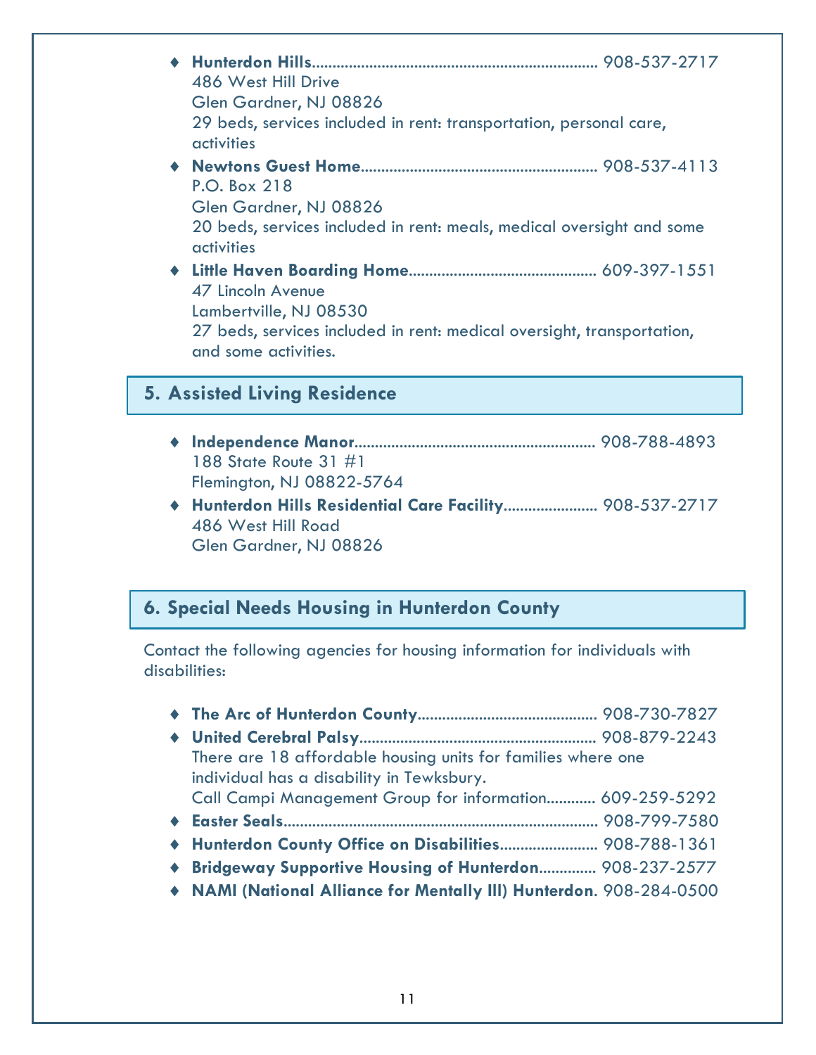- **Hunterdon Hills**...................................................................... 908-537-2717
  486 West Hill Drive
  Glen Gardner, NJ 08826
  29 beds, services included in rent: transportation, personal care, activities
- **Newtons Guest Home**......................................................... 908-537-4113
  P.O. Box 218
  Glen Gardner, NJ 08826
  20 beds, services included in rent: meals, medical oversight and some activities
- **Little Haven Boarding Home**............................................. 609-397-1551
  47 Lincoln Avenue
  Lambertville, NJ 08530
  27 beds, services included in rent: medical oversight, transportation, and some activities.

## 5. Assisted Living Residence

- **Independence Manor**.......................................................... 908-788-4893
  188 State Route 31 #1
  Flemington, NJ 08822-5764
- **Hunterdon Hills Residential Care Facility**....................... 908-537-2717
  486 West Hill Road
  Glen Gardner, NJ 08826

## 6. Special Needs Housing in Hunterdon County

Contact the following agencies for housing information for individuals with disabilities:

- **The Arc of Hunterdon County**............................................ 908-730-7827
- **United Cerebral Palsy**......................................................... 908-879-2243
  There are 18 affordable housing units for families where one individual has a disability in Tewksbury.
  Call Campi Management Group for information............ 609-259-5292
- **Easter Seals**............................................................................ 908-799-7580
- **Hunterdon County Office on Disabilities**........................ 908-788-1361
- **Bridgeway Supportive Housing of Hunterdon**.............. 908-237-2577
- **NAMI (National Alliance for Mentally Ill) Hunterdon**. 908-284-0500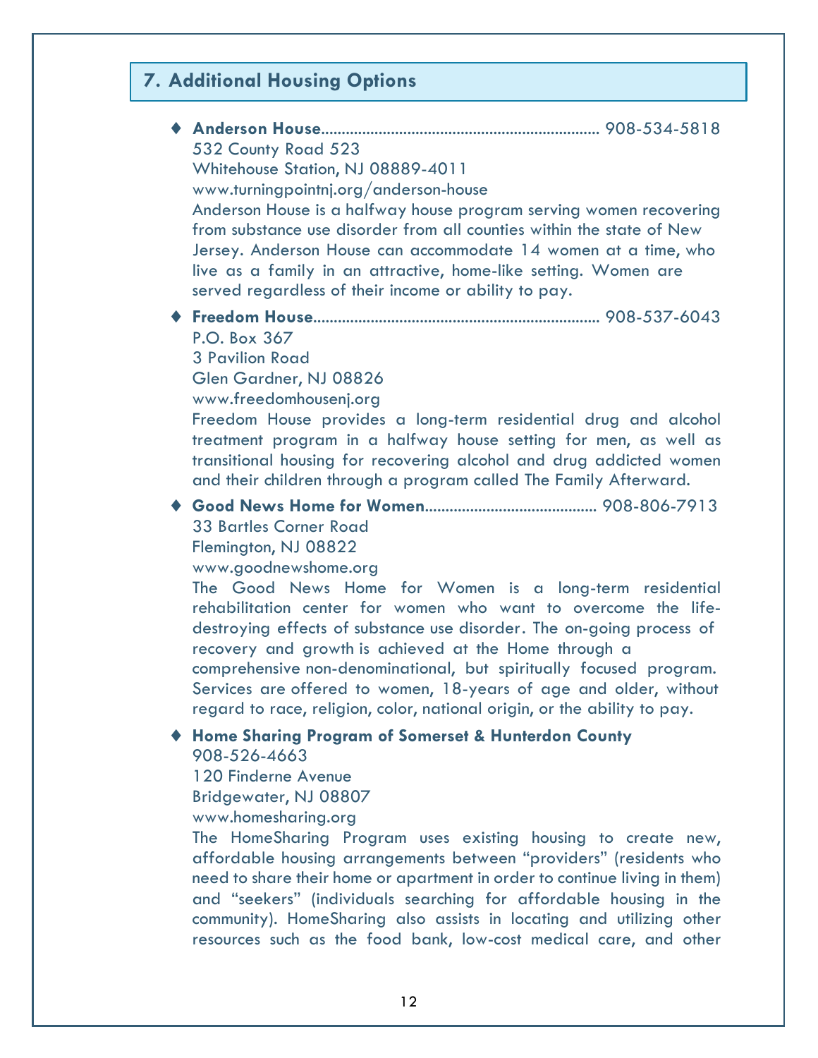## 7. Additional Housing Options

- **Anderson House**.................................................................. 908-534-5818
  532 County Road 523
  Whitehouse Station, NJ 08889-4011
  www.turningpointnj.org/anderson-house
  Anderson House is a halfway house program serving women recovering from substance use disorder from all counties within the state of New Jersey. Anderson House can accommodate 14 women at a time, who live as a family in an attractive, home-like setting. Women are served regardless of their income or ability to pay.

- **Freedom House**.................................................................... 908-537-6043
  P.O. Box 367
  3 Pavilion Road
  Glen Gardner, NJ 08826
  www.freedomhousenj.org
  Freedom House provides a long-term residential drug and alcohol treatment program in a halfway house setting for men, as well as transitional housing for recovering alcohol and drug addicted women and their children through a program called The Family Afterward.

- **Good News Home for Women**......................................... 908-806-7913
  33 Bartles Corner Road
  Flemington, NJ 08822
  www.goodnewshome.org
  The Good News Home for Women is a long-term residential rehabilitation center for women who want to overcome the life-destroying effects of substance use disorder. The on-going process of recovery and growth is achieved at the Home through a comprehensive non-denominational, but spiritually focused program. Services are offered to women, 18-years of age and older, without regard to race, religion, color, national origin, or the ability to pay.

- **Home Sharing Program of Somerset & Hunterdon County**
  908-526-4663
  120 Finderne Avenue
  Bridgewater, NJ 08807
  www.homesharing.org
  The HomeSharing Program uses existing housing to create new, affordable housing arrangements between "providers" (residents who need to share their home or apartment in order to continue living in them) and "seekers" (individuals searching for affordable housing in the community). HomeSharing also assists in locating and utilizing other resources such as the food bank, low-cost medical care, and other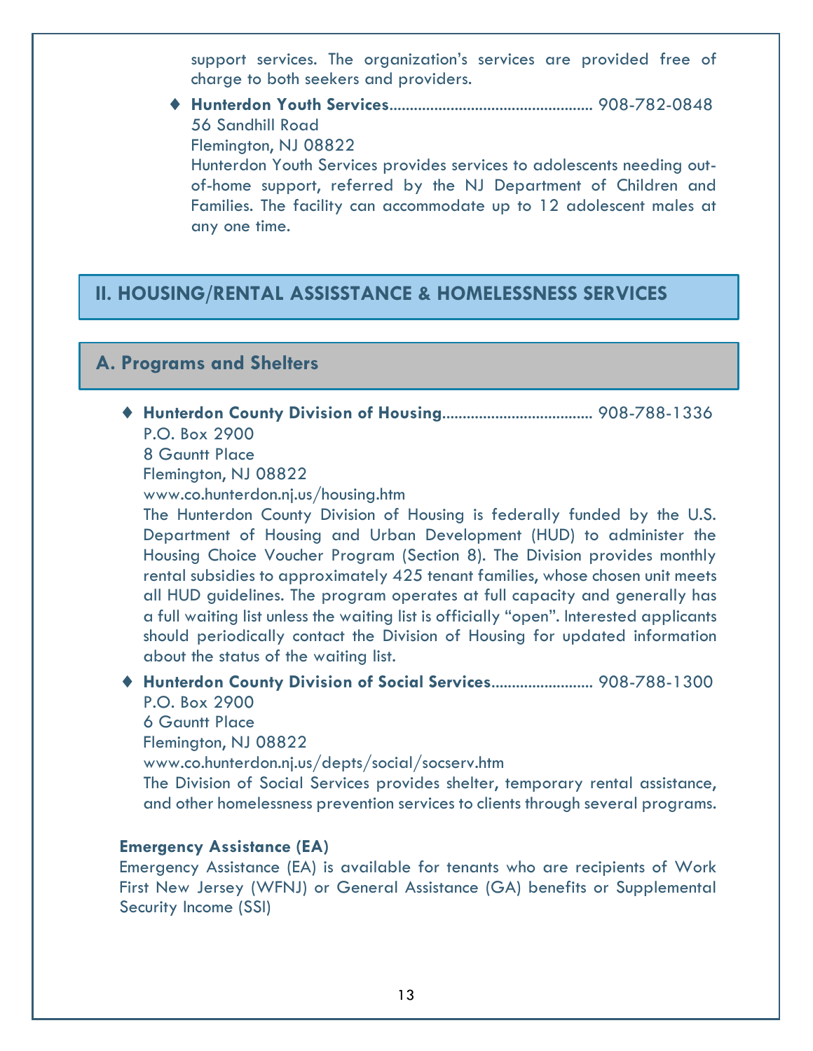support services. The organization's services are provided free of charge to both seekers and providers.

- **Hunterdon Youth Services**................................................. 908-782-0848
  56 Sandhill Road
  Flemington, NJ 08822
  Hunterdon Youth Services provides services to adolescents needing out-of-home support, referred by the NJ Department of Children and Families. The facility can accommodate up to 12 adolescent males at any one time.

## II. HOUSING/RENTAL ASSISSTANCE & HOMELESSNESS SERVICES

### A. Programs and Shelters

- **Hunterdon County Division of Housing**.................................... 908-788-1336
  P.O. Box 2900
  8 Gauntt Place
  Flemington, NJ 08822
  www.co.hunterdon.nj.us/housing.htm
  The Hunterdon County Division of Housing is federally funded by the U.S. Department of Housing and Urban Development (HUD) to administer the Housing Choice Voucher Program (Section 8). The Division provides monthly rental subsidies to approximately 425 tenant families, whose chosen unit meets all HUD guidelines. The program operates at full capacity and generally has a full waiting list unless the waiting list is officially "open". Interested applicants should periodically contact the Division of Housing for updated information about the status of the waiting list.

- **Hunterdon County Division of Social Services**......................... 908-788-1300
  P.O. Box 2900
  6 Gauntt Place
  Flemington, NJ 08822
  www.co.hunterdon.nj.us/depts/social/socserv.htm
  The Division of Social Services provides shelter, temporary rental assistance, and other homelessness prevention services to clients through several programs.

**Emergency Assistance (EA)**
Emergency Assistance (EA) is available for tenants who are recipients of Work First New Jersey (WFNJ) or General Assistance (GA) benefits or Supplemental Security Income (SSI)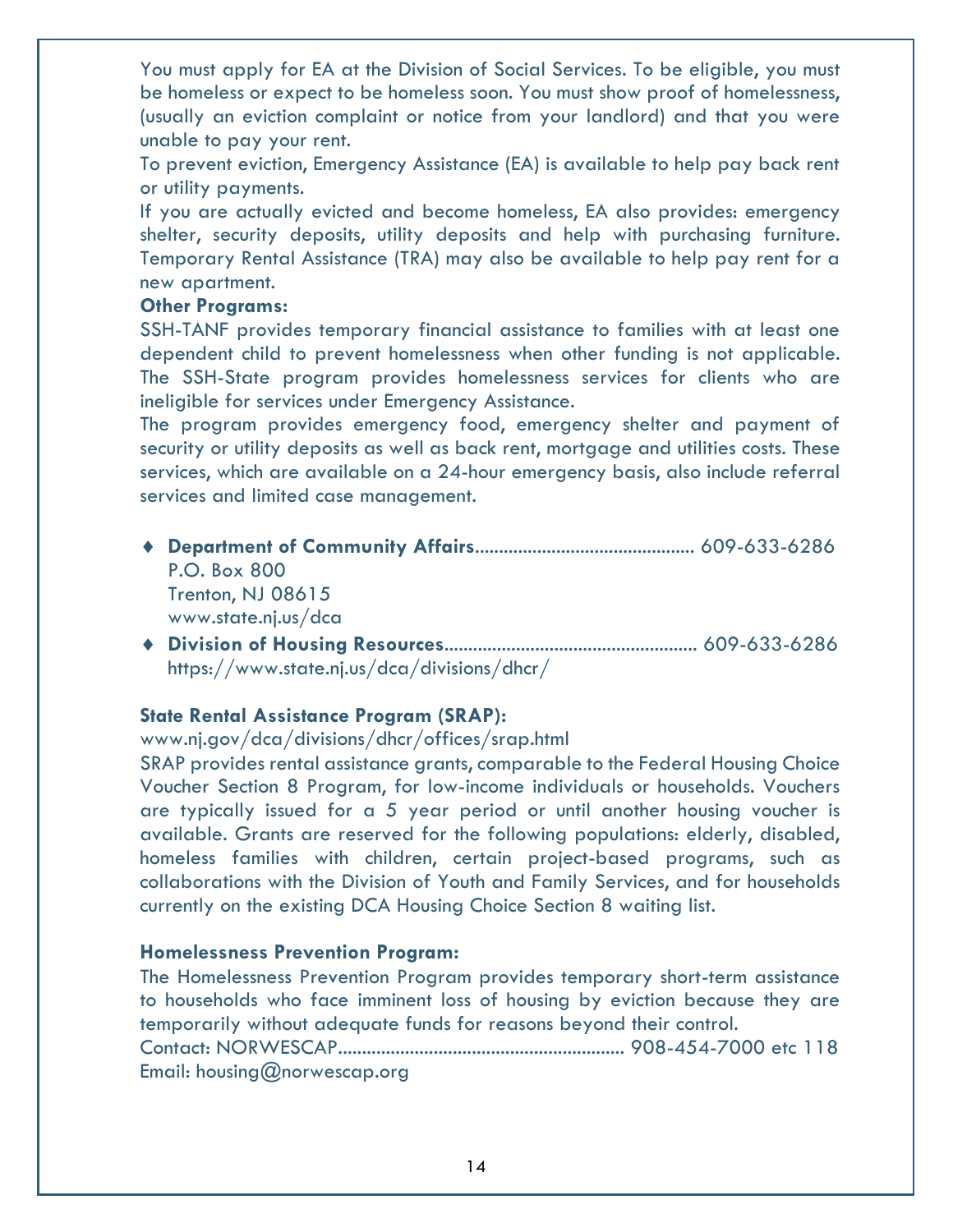You must apply for EA at the Division of Social Services. To be eligible, you must be homeless or expect to be homeless soon. You must show proof of homelessness, (usually an eviction complaint or notice from your landlord) and that you were unable to pay your rent.

To prevent eviction, Emergency Assistance (EA) is available to help pay back rent or utility payments.

If you are actually evicted and become homeless, EA also provides: emergency shelter, security deposits, utility deposits and help with purchasing furniture. Temporary Rental Assistance (TRA) may also be available to help pay rent for a new apartment.

**Other Programs:**

SSH-TANF provides temporary financial assistance to families with at least one dependent child to prevent homelessness when other funding is not applicable. The SSH-State program provides homelessness services for clients who are ineligible for services under Emergency Assistance.

The program provides emergency food, emergency shelter and payment of security or utility deposits as well as back rent, mortgage and utilities costs. These services, which are available on a 24-hour emergency basis, also include referral services and limited case management.

- **Department of Community Affairs**............................................ 609-633-6286
  P.O. Box 800
  Trenton, NJ 08615
  www.state.nj.us/dca
- **Division of Housing Resources**.................................................. 609-633-6286
  https://www.state.nj.us/dca/divisions/dhcr/

**State Rental Assistance Program (SRAP):**

www.nj.gov/dca/divisions/dhcr/offices/srap.html

SRAP provides rental assistance grants, comparable to the Federal Housing Choice Voucher Section 8 Program, for low-income individuals or households. Vouchers are typically issued for a 5 year period or until another housing voucher is available. Grants are reserved for the following populations: elderly, disabled, homeless families with children, certain project-based programs, such as collaborations with the Division of Youth and Family Services, and for households currently on the existing DCA Housing Choice Section 8 waiting list.

**Homelessness Prevention Program:**

The Homelessness Prevention Program provides temporary short-term assistance to households who face imminent loss of housing by eviction because they are temporarily without adequate funds for reasons beyond their control.

Contact: NORWESCAP.......................................................... 908-454-7000 etc 118

Email: housing@norwescap.org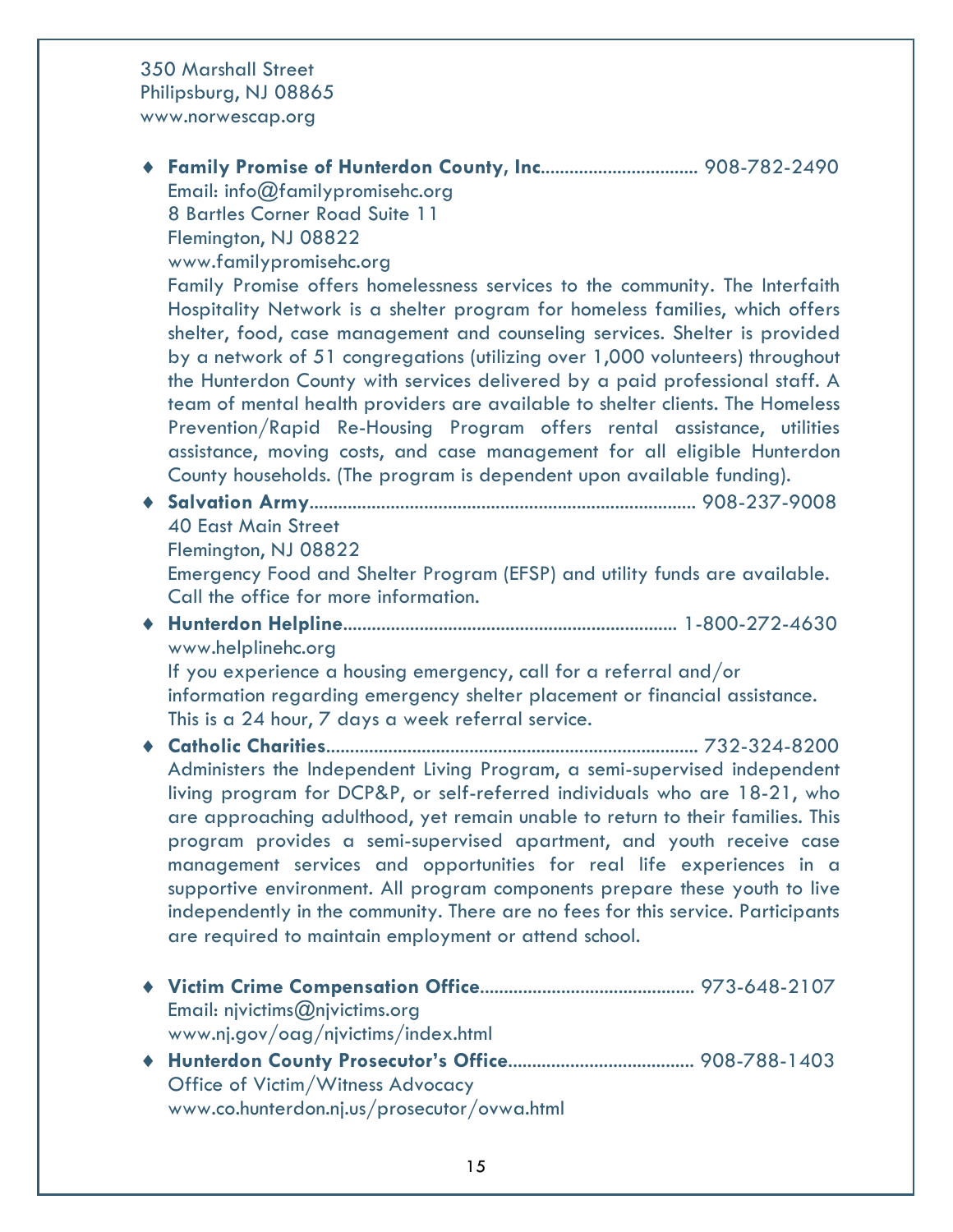350 Marshall Street
Philipsburg, NJ 08865
www.norwescap.org

- **Family Promise of Hunterdon County, Inc**................................ 908-782-2490
  Email: info@familypromisehc.org
  8 Bartles Corner Road Suite 11
  Flemington, NJ 08822
  www.familypromisehc.org
  Family Promise offers homelessness services to the community. The Interfaith Hospitality Network is a shelter program for homeless families, which offers shelter, food, case management and counseling services. Shelter is provided by a network of 51 congregations (utilizing over 1,000 volunteers) throughout the Hunterdon County with services delivered by a paid professional staff. A team of mental health providers are available to shelter clients. The Homeless Prevention/Rapid Re-Housing Program offers rental assistance, utilities assistance, moving costs, and case management for all eligible Hunterdon County households. (The program is dependent upon available funding).
- **Salvation Army**................................................................................ 908-237-9008
  40 East Main Street
  Flemington, NJ 08822
  Emergency Food and Shelter Program (EFSP) and utility funds are available. Call the office for more information.
- **Hunterdon Helpline**.................................................................... 1-800-272-4630
  www.helplinehc.org
  If you experience a housing emergency, call for a referral and/or information regarding emergency shelter placement or financial assistance. This is a 24 hour, 7 days a week referral service.
- **Catholic Charities**............................................................................ 732-324-8200
  Administers the Independent Living Program, a semi-supervised independent living program for DCP&P, or self-referred individuals who are 18-21, who are approaching adulthood, yet remain unable to return to their families. This program provides a semi-supervised apartment, and youth receive case management services and opportunities for real life experiences in a supportive environment. All program components prepare these youth to live independently in the community. There are no fees for this service. Participants are required to maintain employment or attend school.

- **Victim Crime Compensation Office**............................................ 973-648-2107
  Email: njvictims@njvictims.org
  www.nj.gov/oag/njvictims/index.html
- **Hunterdon County Prosecutor's Office**...................................... 908-788-1403
  Office of Victim/Witness Advocacy
  www.co.hunterdon.nj.us/prosecutor/ovwa.html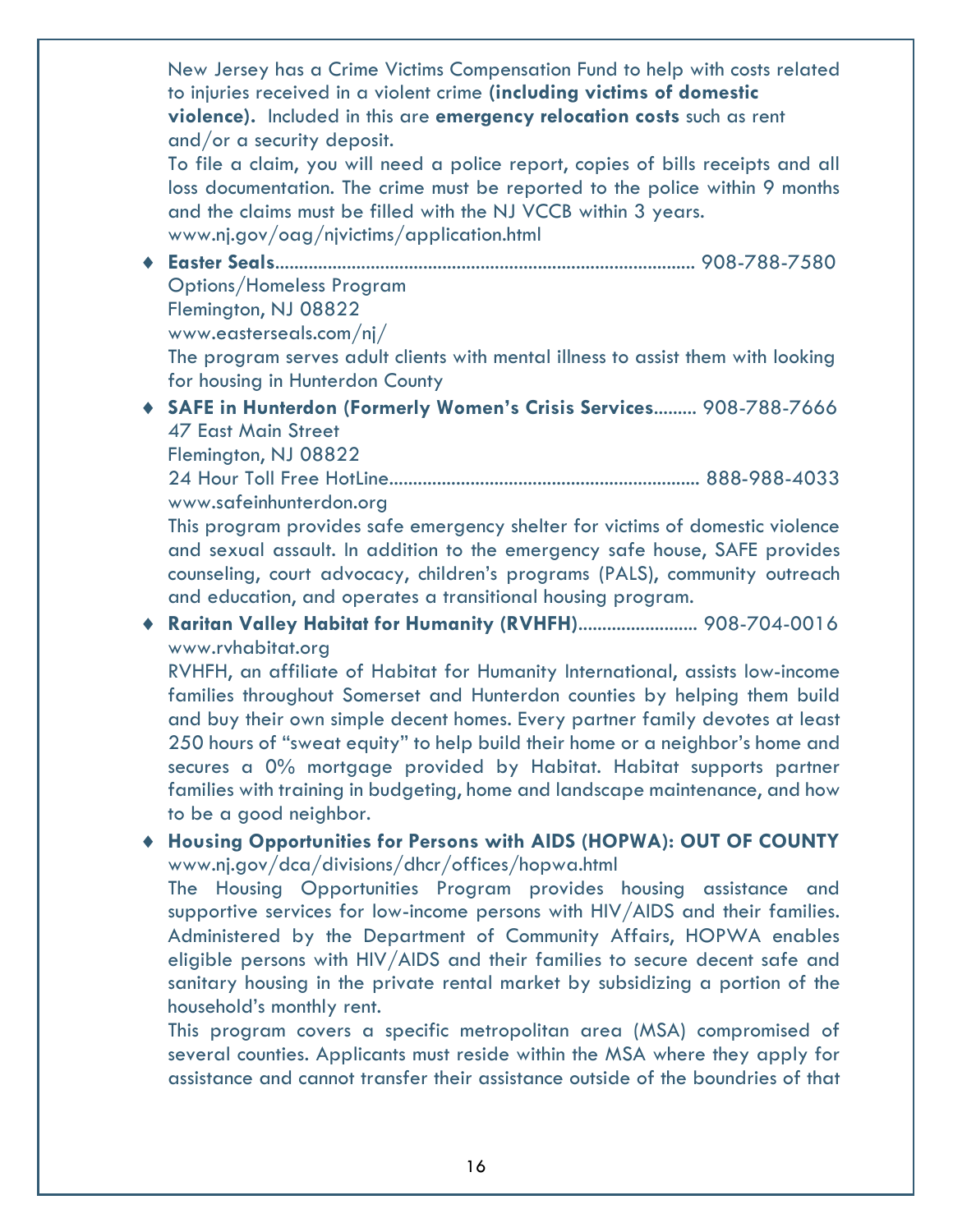New Jersey has a Crime Victims Compensation Fund to help with costs related to injuries received in a violent crime **(including victims of domestic violence).** Included in this are **emergency relocation costs** such as rent and/or a security deposit.

To file a claim, you will need a police report, copies of bills receipts and all loss documentation. The crime must be reported to the police within 9 months and the claims must be filled with the NJ VCCB within 3 years.
www.nj.gov/oag/njvictims/application.html

- **Easter Seals**........................................................................................ 908-788-7580
  Options/Homeless Program
  Flemington, NJ 08822
  www.easterseals.com/nj/
  The program serves adult clients with mental illness to assist them with looking for housing in Hunterdon County

- **SAFE in Hunterdon (Formerly Women's Crisis Services**......... 908-788-7666
  47 East Main Street
  Flemington, NJ 08822
  24 Hour Toll Free HotLine................................................................. 888-988-4033
  www.safeinhunterdon.org
  This program provides safe emergency shelter for victims of domestic violence and sexual assault. In addition to the emergency safe house, SAFE provides counseling, court advocacy, children's programs (PALS), community outreach and education, and operates a transitional housing program.

- **Raritan Valley Habitat for Humanity (RVHFH)**......................... 908-704-0016
  www.rvhabitat.org
  RVHFH, an affiliate of Habitat for Humanity International, assists low-income families throughout Somerset and Hunterdon counties by helping them build and buy their own simple decent homes. Every partner family devotes at least 250 hours of "sweat equity" to help build their home or a neighbor's home and secures a 0% mortgage provided by Habitat. Habitat supports partner families with training in budgeting, home and landscape maintenance, and how to be a good neighbor.

- **Housing Opportunities for Persons with AIDS (HOPWA): OUT OF COUNTY**
  www.nj.gov/dca/divisions/dhcr/offices/hopwa.html
  The Housing Opportunities Program provides housing assistance and supportive services for low-income persons with HIV/AIDS and their families. Administered by the Department of Community Affairs, HOPWA enables eligible persons with HIV/AIDS and their families to secure decent safe and sanitary housing in the private rental market by subsidizing a portion of the household's monthly rent.

  This program covers a specific metropolitan area (MSA) compromised of several counties. Applicants must reside within the MSA where they apply for assistance and cannot transfer their assistance outside of the boundries of that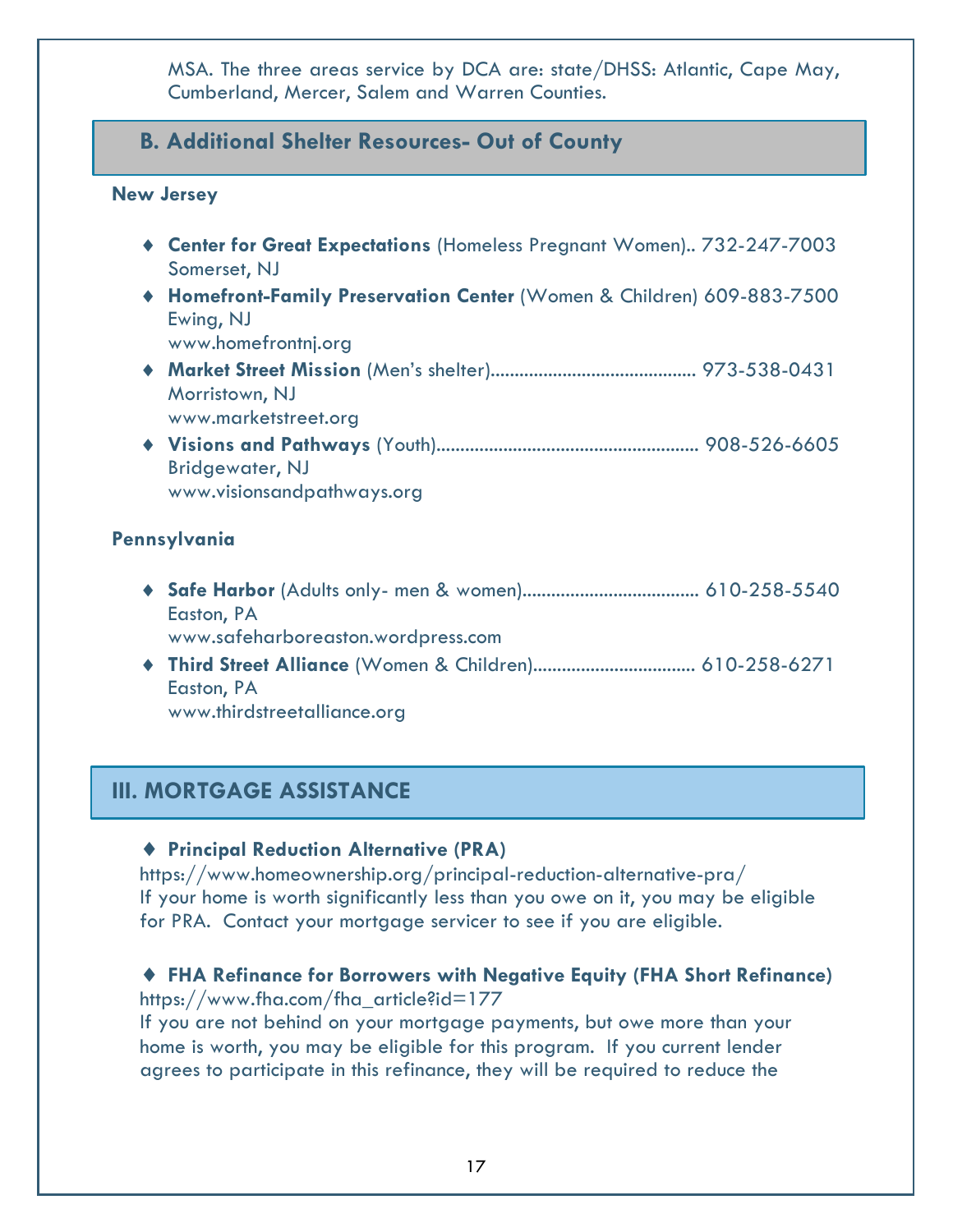MSA. The three areas service by DCA are: state/DHSS: Atlantic, Cape May, Cumberland, Mercer, Salem and Warren Counties.

## B. Additional Shelter Resources- Out of County

**New Jersey**

- **Center for Great Expectations** (Homeless Pregnant Women).. 732-247-7003
  Somerset, NJ
- **Homefront-Family Preservation Center** (Women & Children) 609-883-7500
  Ewing, NJ
  www.homefrontnj.org
- **Market Street Mission** (Men's shelter).......................................... 973-538-0431
  Morristown, NJ
  www.marketstreet.org
- **Visions and Pathways** (Youth)...................................................... 908-526-6605
  Bridgewater, NJ
  www.visionsandpathways.org

**Pennsylvania**

- **Safe Harbor** (Adults only- men & women).................................... 610-258-5540
  Easton, PA
  www.safeharboreaston.wordpress.com
- **Third Street Alliance** (Women & Children)................................. 610-258-6271
  Easton, PA
  www.thirdstreetalliance.org

# III. MORTGAGE ASSISTANCE

- **Principal Reduction Alternative (PRA)**

https://www.homeownership.org/principal-reduction-alternative-pra/
If your home is worth significantly less than you owe on it, you may be eligible for PRA. Contact your mortgage servicer to see if you are eligible.

- **FHA Refinance for Borrowers with Negative Equity (FHA Short Refinance)**

https://www.fha.com/fha_article?id=177
If you are not behind on your mortgage payments, but owe more than your home is worth, you may be eligible for this program. If you current lender agrees to participate in this refinance, they will be required to reduce the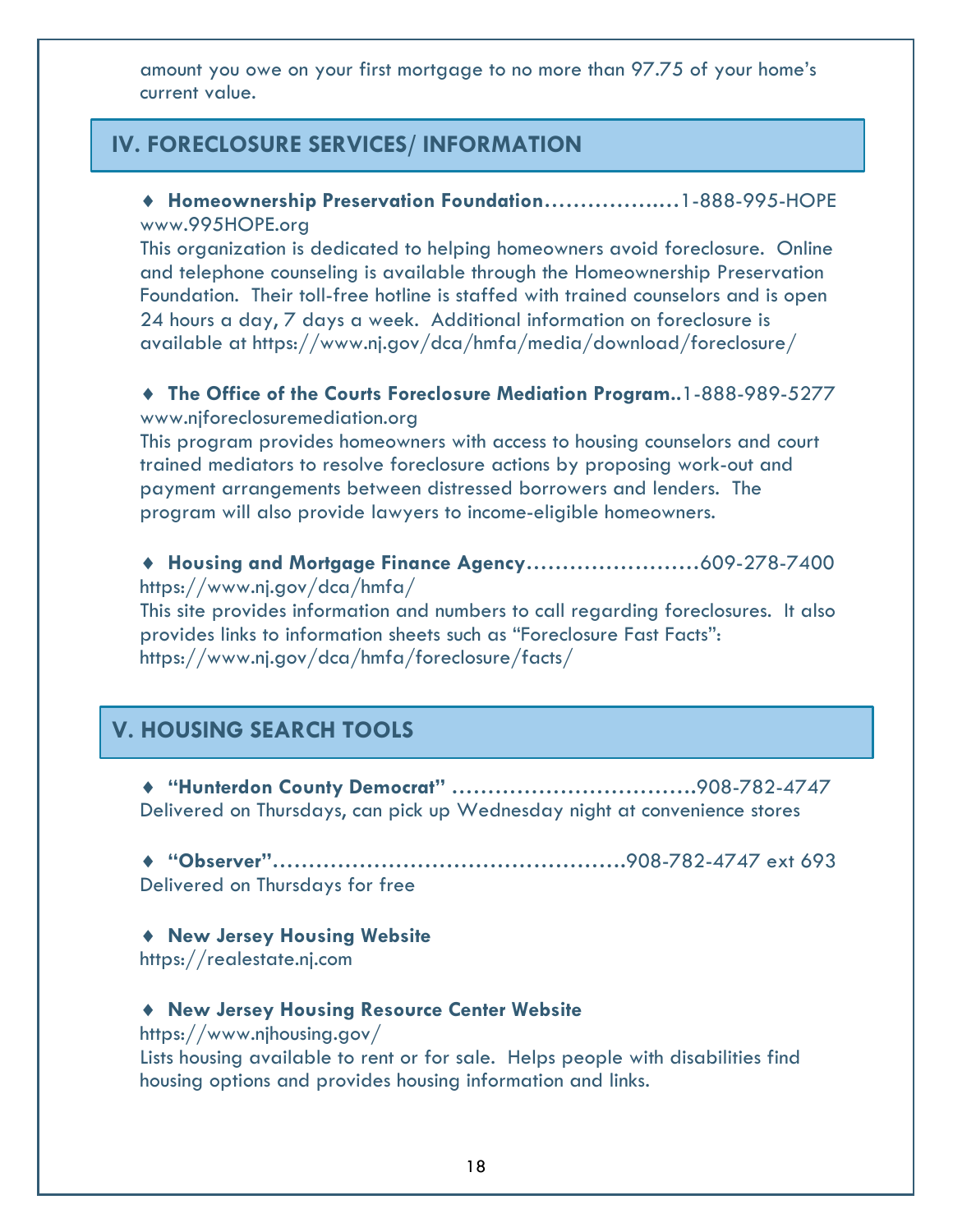amount you owe on your first mortgage to no more than 97.75 of your home's current value.

## IV. FORECLOSURE SERVICES/ INFORMATION

♦ **Homeownership Preservation Foundation**……………….1-888-995-HOPE
www.995HOPE.org
This organization is dedicated to helping homeowners avoid foreclosure. Online and telephone counseling is available through the Homeownership Preservation Foundation. Their toll-free hotline is staffed with trained counselors and is open 24 hours a day, 7 days a week. Additional information on foreclosure is available at https://www.nj.gov/dca/hmfa/media/download/foreclosure/

♦ **The Office of the Courts Foreclosure Mediation Program**..1-888-989-5277
www.njforeclosuremediation.org
This program provides homeowners with access to housing counselors and court trained mediators to resolve foreclosure actions by proposing work-out and payment arrangements between distressed borrowers and lenders. The program will also provide lawyers to income-eligible homeowners.

♦ **Housing and Mortgage Finance Agency**……………………609-278-7400
https://www.nj.gov/dca/hmfa/
This site provides information and numbers to call regarding foreclosures. It also provides links to information sheets such as "Foreclosure Fast Facts": https://www.nj.gov/dca/hmfa/foreclosure/facts/

## V. HOUSING SEARCH TOOLS

♦ **"Hunterdon County Democrat"** ……………………………908-782-4747
Delivered on Thursdays, can pick up Wednesday night at convenience stores

♦ **"Observer"**…………………………………………908-782-4747 ext 693
Delivered on Thursdays for free

♦ **New Jersey Housing Website**
https://realestate.nj.com

♦ **New Jersey Housing Resource Center Website**
https://www.njhousing.gov/
Lists housing available to rent or for sale. Helps people with disabilities find housing options and provides housing information and links.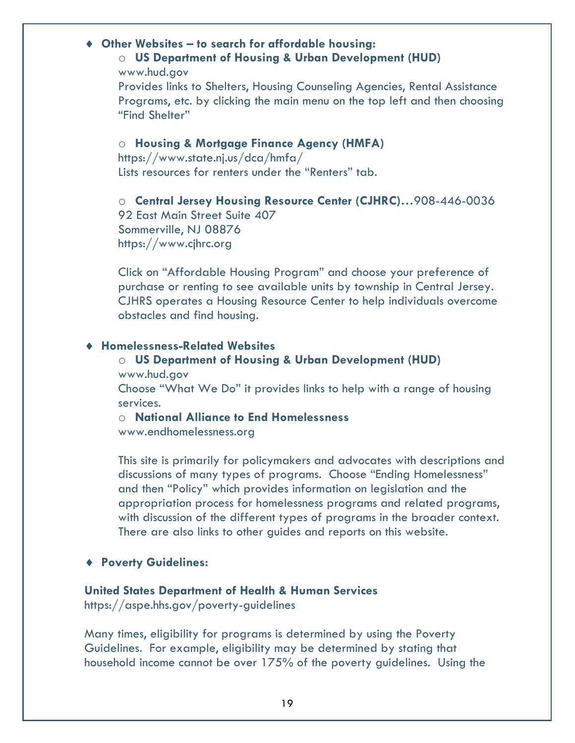- **Other Websites – to search for affordable housing:**
  - **US Department of Housing & Urban Development (HUD)**
    www.hud.gov
    Provides links to Shelters, Housing Counseling Agencies, Rental Assistance Programs, etc. by clicking the main menu on the top left and then choosing "Find Shelter"

  - **Housing & Mortgage Finance Agency (HMFA)**
    https://www.state.nj.us/dca/hmfa/
    Lists resources for renters under the "Renters" tab.

  - **Central Jersey Housing Resource Center (CJHRC)**…908-446-0036
    92 East Main Street Suite 407
    Sommerville, NJ 08876
    https://www.cjhrc.org

    Click on "Affordable Housing Program" and choose your preference of purchase or renting to see available units by township in Central Jersey. CJHRS operates a Housing Resource Center to help individuals overcome obstacles and find housing.

- **Homelessness-Related Websites**
  - **US Department of Housing & Urban Development (HUD)**
    www.hud.gov
    Choose "What We Do" it provides links to help with a range of housing services.
  - **National Alliance to End Homelessness**
    www.endhomelessness.org

    This site is primarily for policymakers and advocates with descriptions and discussions of many types of programs. Choose "Ending Homelessness" and then "Policy" which provides information on legislation and the appropriation process for homelessness programs and related programs, with discussion of the different types of programs in the broader context. There are also links to other guides and reports on this website.

- **Poverty Guidelines:**

**United States Department of Health & Human Services**
https://aspe.hhs.gov/poverty-guidelines

Many times, eligibility for programs is determined by using the Poverty Guidelines. For example, eligibility may be determined by stating that household income cannot be over 175% of the poverty guidelines. Using the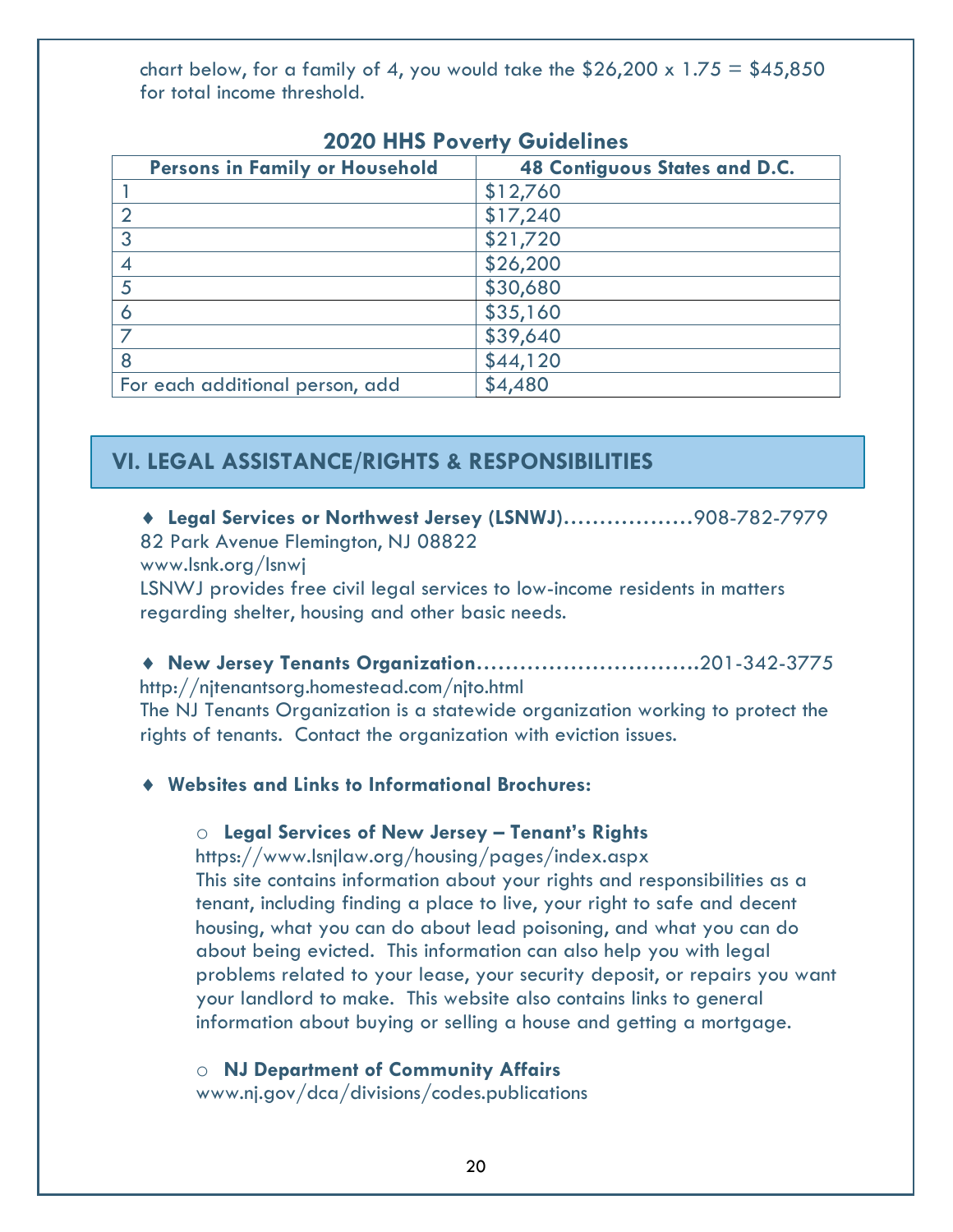chart below, for a family of 4, you would take the $26,200 x 1.75 = $45,850 for total income threshold.

**2020 HHS Poverty Guidelines**

| Persons in Family or Household | 48 Contiguous States and D.C. |
|---|---|
| 1 | $12,760 |
| 2 | $17,240 |
| 3 | $21,720 |
| 4 | $26,200 |
| 5 | $30,680 |
| 6 | $35,160 |
| 7 | $39,640 |
| 8 | $44,120 |
| For each additional person, add | $4,480 |

## VI. LEGAL ASSISTANCE/RIGHTS & RESPONSIBILITIES

- **Legal Services or Northwest Jersey (LSNWJ)..................**908-782-7979
82 Park Avenue Flemington, NJ 08822
www.lsnk.org/lsnwj
LSNWJ provides free civil legal services to low-income residents in matters regarding shelter, housing and other basic needs.

- **New Jersey Tenants Organization..............................**201-342-3775
http://njtenantsorg.homestead.com/njto.html
The NJ Tenants Organization is a statewide organization working to protect the rights of tenants. Contact the organization with eviction issues.

- **Websites and Links to Informational Brochures:**

  - **Legal Services of New Jersey – Tenant's Rights**
  https://www.lsnjlaw.org/housing/pages/index.aspx
  This site contains information about your rights and responsibilities as a tenant, including finding a place to live, your right to safe and decent housing, what you can do about lead poisoning, and what you can do about being evicted. This information can also help you with legal problems related to your lease, your security deposit, or repairs you want your landlord to make. This website also contains links to general information about buying or selling a house and getting a mortgage.

  - **NJ Department of Community Affairs**
  www.nj.gov/dca/divisions/codes.publications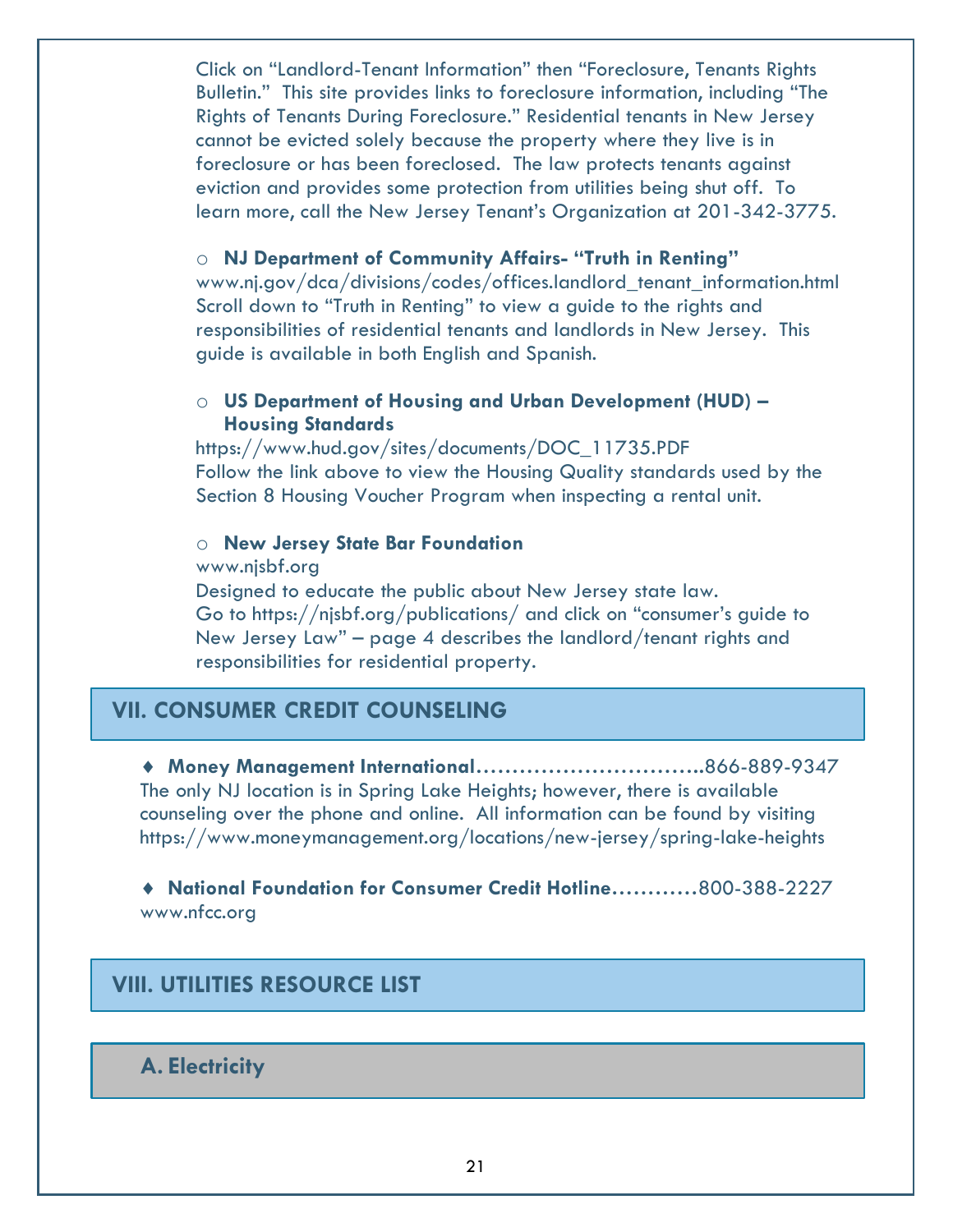Click on "Landlord-Tenant Information" then "Foreclosure, Tenants Rights Bulletin." This site provides links to foreclosure information, including "The Rights of Tenants During Foreclosure." Residential tenants in New Jersey cannot be evicted solely because the property where they live is in foreclosure or has been foreclosed. The law protects tenants against eviction and provides some protection from utilities being shut off. To learn more, call the New Jersey Tenant's Organization at 201-342-3775.

- **NJ Department of Community Affairs- "Truth in Renting"**
  www.nj.gov/dca/divisions/codes/offices.landlord_tenant_information.html
  Scroll down to "Truth in Renting" to view a guide to the rights and responsibilities of residential tenants and landlords in New Jersey. This guide is available in both English and Spanish.

- **US Department of Housing and Urban Development (HUD) – Housing Standards**
  https://www.hud.gov/sites/documents/DOC_11735.PDF
  Follow the link above to view the Housing Quality standards used by the Section 8 Housing Voucher Program when inspecting a rental unit.

- **New Jersey State Bar Foundation**
  www.njsbf.org
  Designed to educate the public about New Jersey state law.
  Go to https://njsbf.org/publications/ and click on "consumer's guide to New Jersey Law" – page 4 describes the landlord/tenant rights and responsibilities for residential property.

## VII. CONSUMER CREDIT COUNSELING

♦ **Money Management International**……………………………..866-889-9347
The only NJ location is in Spring Lake Heights; however, there is available counseling over the phone and online. All information can be found by visiting https://www.moneymanagement.org/locations/new-jersey/spring-lake-heights

♦ **National Foundation for Consumer Credit Hotline**…………800-388-2227
www.nfcc.org

## VIII. UTILITIES RESOURCE LIST

### A. Electricity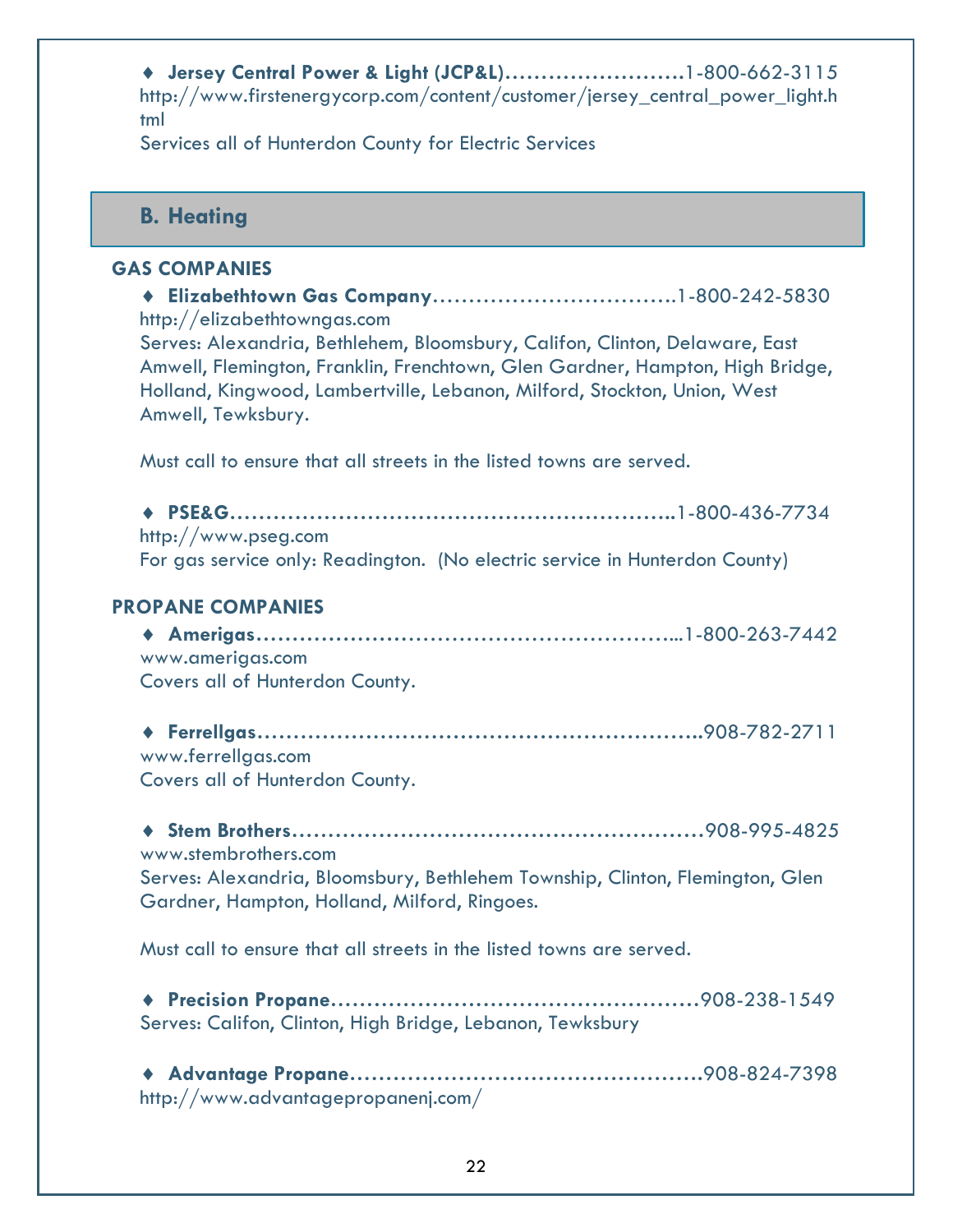♦ **Jersey Central Power & Light (JCP&L)……………………..**1-800-662-3115
http://www.firstenergycorp.com/content/customer/jersey_central_power_light.html
Services all of Hunterdon County for Electric Services

## B. Heating

### GAS COMPANIES

♦ **Elizabethtown Gas Company……………………………..**1-800-242-5830
http://elizabethtowngas.com
Serves: Alexandria, Bethlehem, Bloomsbury, Califon, Clinton, Delaware, East Amwell, Flemington, Franklin, Frenchtown, Glen Gardner, Hampton, High Bridge, Holland, Kingwood, Lambertville, Lebanon, Milford, Stockton, Union, West Amwell, Tewksbury.

Must call to ensure that all streets in the listed towns are served.

♦ **PSE&G……………………………………………………..**1-800-436-7734
http://www.pseg.com
For gas service only: Readington. (No electric service in Hunterdon County)

### PROPANE COMPANIES

♦ **Amerigas…………………………………………………...**1-800-263-7442
www.amerigas.com
Covers all of Hunterdon County.

♦ **Ferrellgas…………………………………………………..**908-782-2711
www.ferrellgas.com
Covers all of Hunterdon County.

♦ **Stem Brothers…………………………………………………**908-995-4825
www.stembrothers.com
Serves: Alexandria, Bloomsbury, Bethlehem Township, Clinton, Flemington, Glen Gardner, Hampton, Holland, Milford, Ringoes.

Must call to ensure that all streets in the listed towns are served.

♦ **Precision Propane……………………………………………**908-238-1549
Serves: Califon, Clinton, High Bridge, Lebanon, Tewksbury

♦ **Advantage Propane…………………………………………**908-824-7398
http://www.advantagepropanenj.com/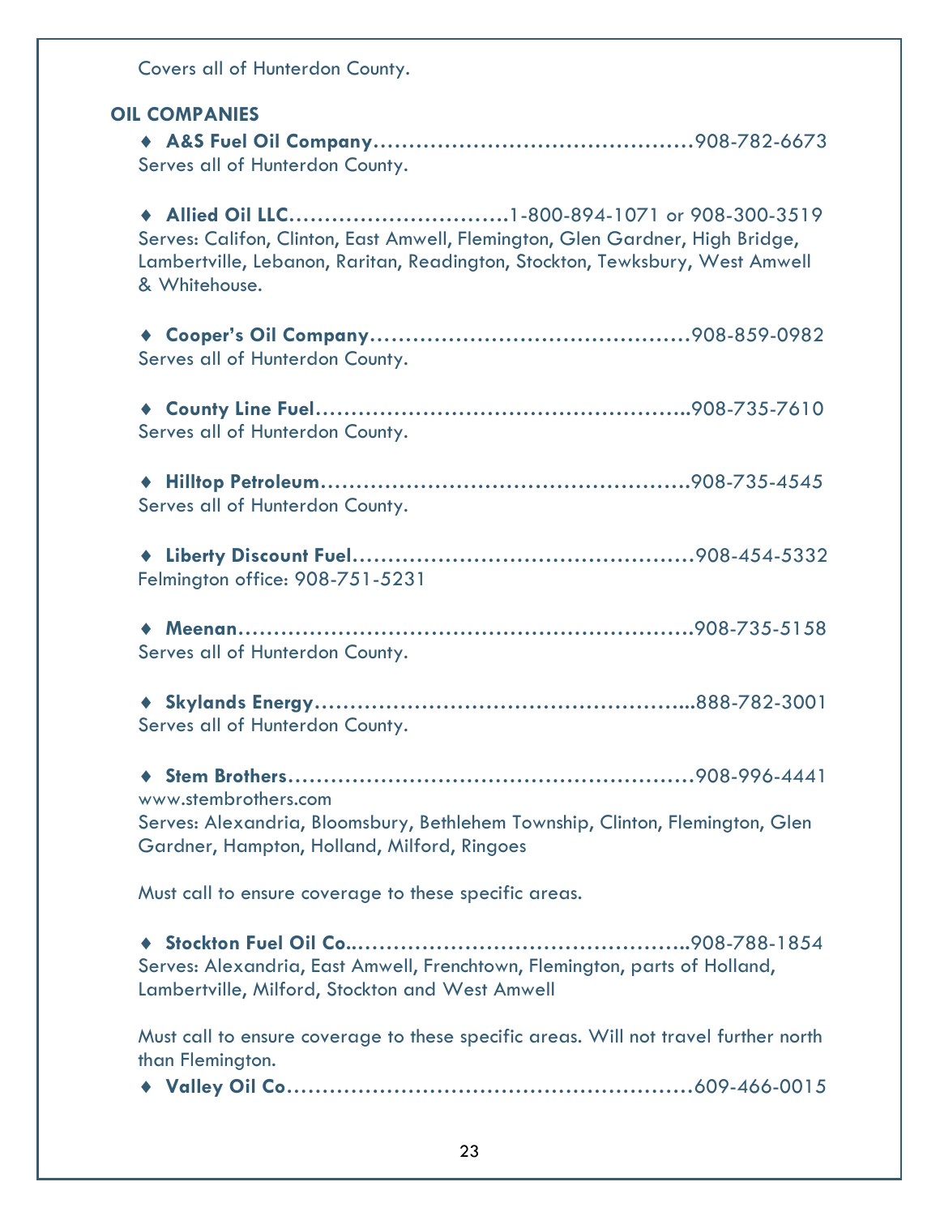Covers all of Hunterdon County.

## OIL COMPANIES

- **A&S Fuel Oil Company**……………………………………908-782-6673
  Serves all of Hunterdon County.

- **Allied Oil LLC**…………………………1-800-894-1071 or 908-300-3519
  Serves: Califon, Clinton, East Amwell, Flemington, Glen Gardner, High Bridge, Lambertville, Lebanon, Raritan, Readington, Stockton, Tewksbury, West Amwell & Whitehouse.

- **Cooper's Oil Company**……………………………………908-859-0982
  Serves all of Hunterdon County.

- **County Line Fuel**…………………………………………..908-735-7610
  Serves all of Hunterdon County.

- **Hilltop Petroleum**…………………………………………908-735-4545
  Serves all of Hunterdon County.

- **Liberty Discount Fuel**……………………………………908-454-5332
  Felmington office: 908-751-5231

- **Meenan**…………………………………………………908-735-5158
  Serves all of Hunterdon County.

- **Skylands Energy**…………………………………………...888-782-3001
  Serves all of Hunterdon County.

- **Stem Brothers**……………………………………………908-996-4441
  www.stembrothers.com
  Serves: Alexandria, Bloomsbury, Bethlehem Township, Clinton, Flemington, Glen Gardner, Hampton, Holland, Milford, Ringoes

  Must call to ensure coverage to these specific areas.

- **Stockton Fuel Oil Co.**…………………………………..908-788-1854
  Serves: Alexandria, East Amwell, Frenchtown, Flemington, parts of Holland, Lambertville, Milford, Stockton and West Amwell

  Must call to ensure coverage to these specific areas. Will not travel further north than Flemington.

- **Valley Oil Co**……………………………………………609-466-0015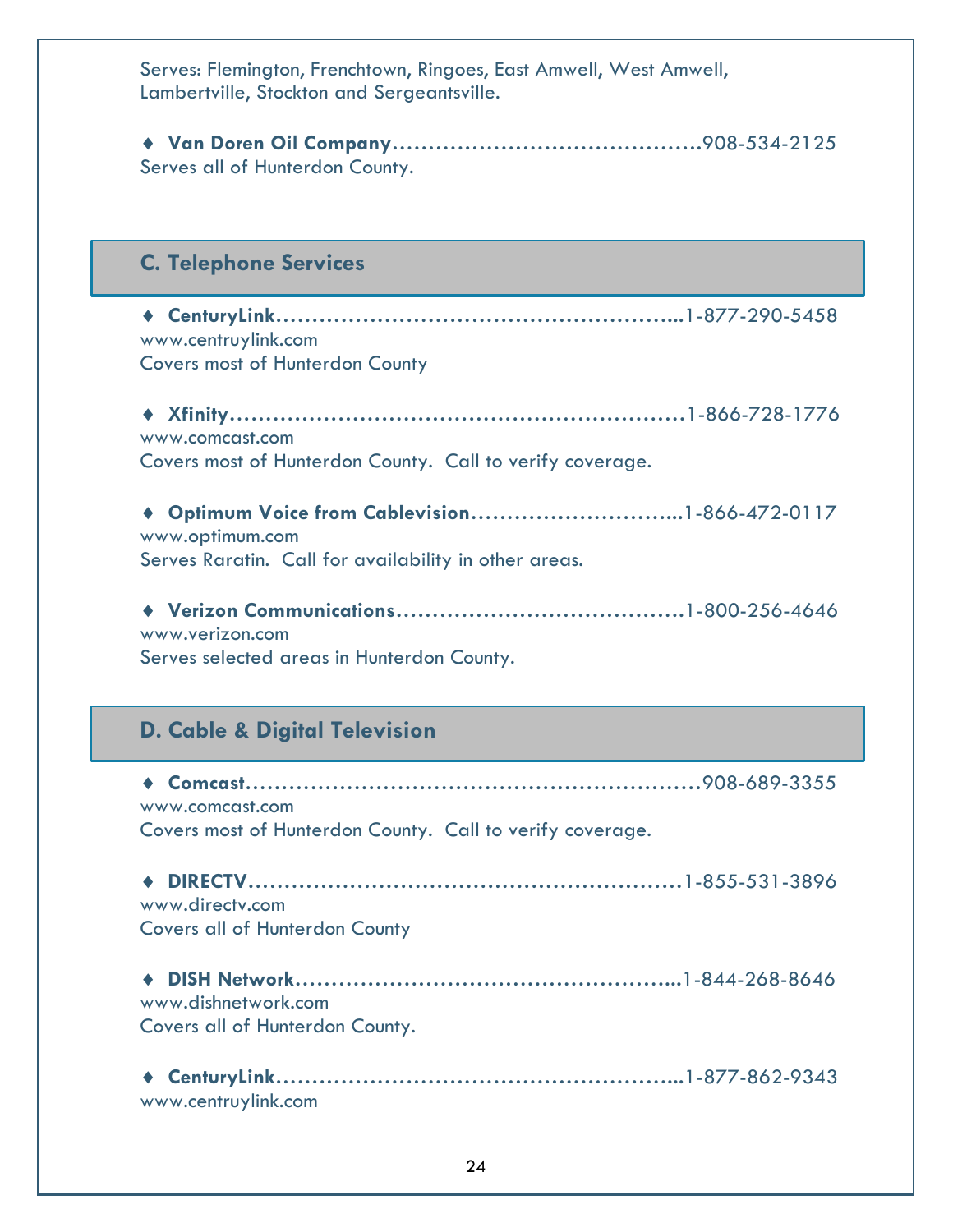Serves: Flemington, Frenchtown, Ringoes, East Amwell, West Amwell, Lambertville, Stockton and Sergeantsville.

♦ **Van Doren Oil Company**……………………………………908-534-2125
Serves all of Hunterdon County.

## C. Telephone Services

♦ **CenturyLink**……………………………………………...1-877-290-5458
www.centruylink.com
Covers most of Hunterdon County

♦ **Xfinity**…………………………………………………1-866-728-1776
www.comcast.com
Covers most of Hunterdon County. Call to verify coverage.

♦ **Optimum Voice from Cablevision**………………………...1-866-472-0117
www.optimum.com
Serves Raratin. Call for availability in other areas.

♦ **Verizon Communications**…………………………………1-800-256-4646
www.verizon.com
Serves selected areas in Hunterdon County.

## D. Cable & Digital Television

♦ **Comcast**…………………………………………………908-689-3355
www.comcast.com
Covers most of Hunterdon County. Call to verify coverage.

♦ **DIRECTV**………………………………………………1-855-531-3896
www.directv.com
Covers all of Hunterdon County

♦ **DISH Network**……………………………………………...1-844-268-8646
www.dishnetwork.com
Covers all of Hunterdon County.

♦ **CenturyLink**……………………………………………...1-877-862-9343
www.centruylink.com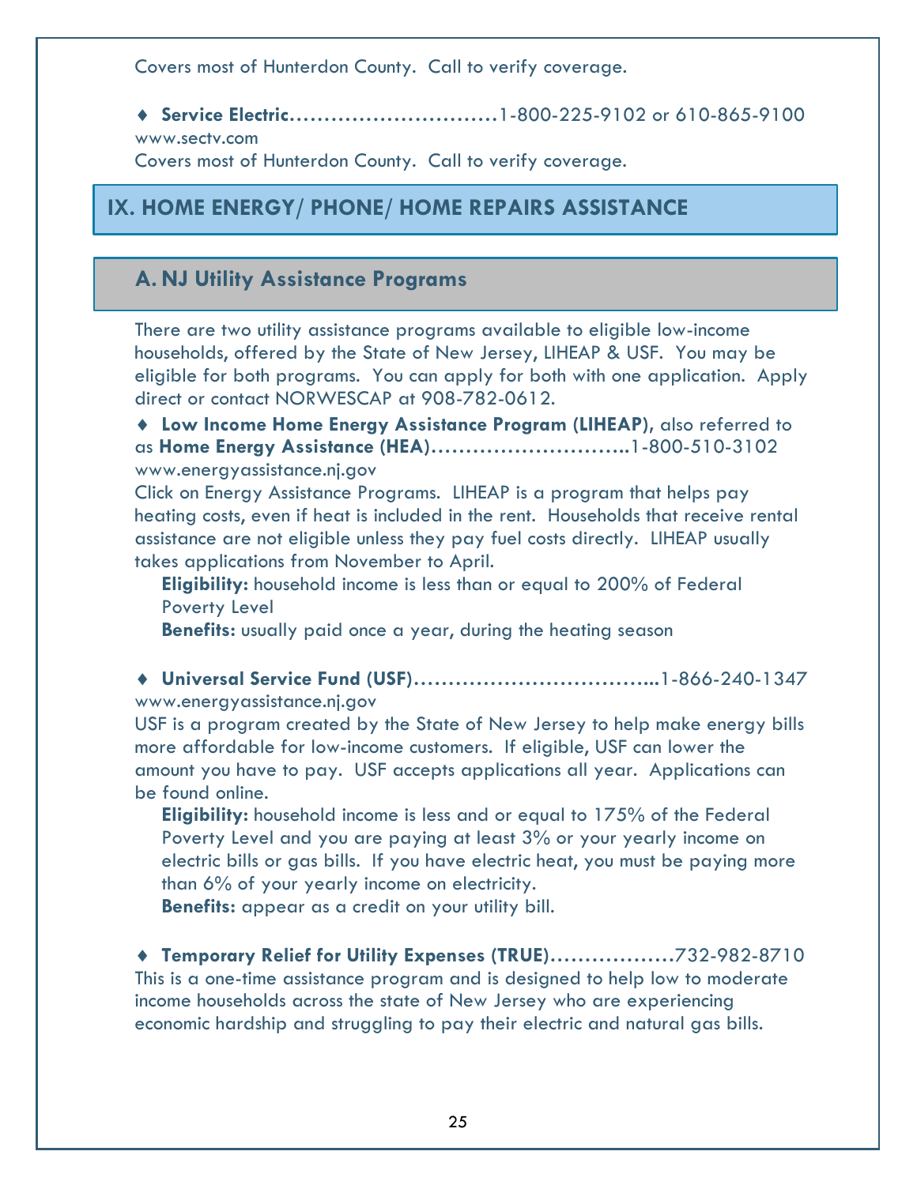Covers most of Hunterdon County.  Call to verify coverage.

♦ **Service Electric**…………………………1-800-225-9102 or 610-865-9100
www.sectv.com
Covers most of Hunterdon County.  Call to verify coverage.

# IX. HOME ENERGY/ PHONE/ HOME REPAIRS ASSISTANCE

## A. NJ Utility Assistance Programs

There are two utility assistance programs available to eligible low-income households, offered by the State of New Jersey, LIHEAP & USF.  You may be eligible for both programs.  You can apply for both with one application.  Apply direct or contact NORWESCAP at 908-782-0612.

♦ **Low Income Home Energy Assistance Program (LIHEAP)**, also referred to as **Home Energy Assistance (HEA)**………………………..1-800-510-3102
www.energyassistance.nj.gov
Click on Energy Assistance Programs.  LIHEAP is a program that helps pay heating costs, even if heat is included in the rent.  Households that receive rental assistance are not eligible unless they pay fuel costs directly.  LIHEAP usually takes applications from November to April.

**Eligibility:** household income is less than or equal to 200% of Federal Poverty Level
**Benefits:** usually paid once a year, during the heating season

♦ **Universal Service Fund (USF)**……………………………...1-866-240-1347
www.energyassistance.nj.gov
USF is a program created by the State of New Jersey to help make energy bills more affordable for low-income customers.  If eligible, USF can lower the amount you have to pay.  USF accepts applications all year.  Applications can be found online.

**Eligibility:** household income is less and or equal to 175% of the Federal Poverty Level and you are paying at least 3% or your yearly income on electric bills or gas bills.  If you have electric heat, you must be paying more than 6% of your yearly income on electricity.
**Benefits:** appear as a credit on your utility bill.

♦ **Temporary Relief for Utility Expenses (TRUE)**………………732-982-8710
This is a one-time assistance program and is designed to help low to moderate income households across the state of New Jersey who are experiencing economic hardship and struggling to pay their electric and natural gas bills.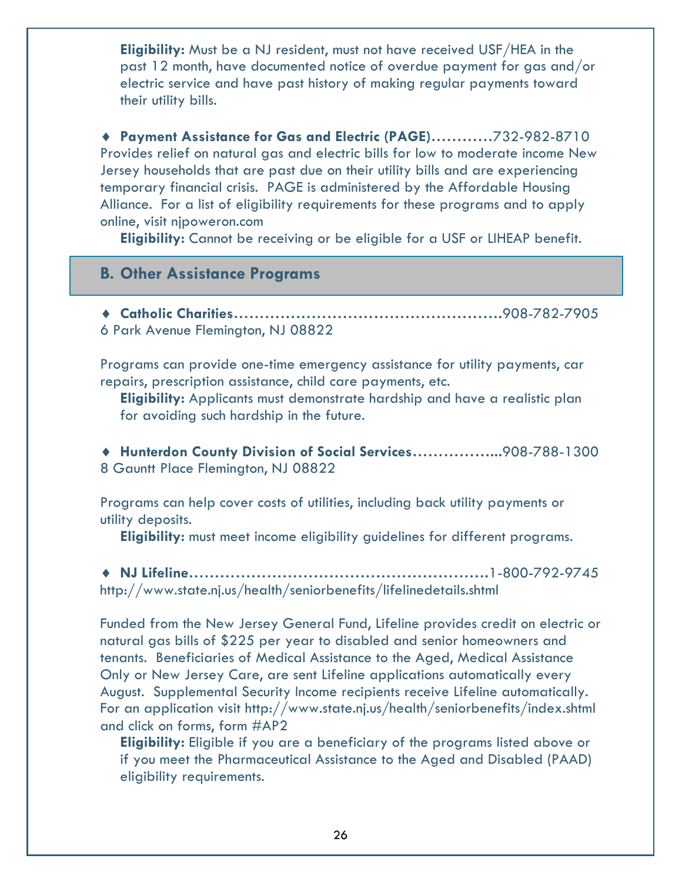**Eligibility:** Must be a NJ resident, must not have received USF/HEA in the past 12 month, have documented notice of overdue payment for gas and/or electric service and have past history of making regular payments toward their utility bills.

♦ **Payment Assistance for Gas and Electric (PAGE)…………**732-982-8710
Provides relief on natural gas and electric bills for low to moderate income New Jersey households that are past due on their utility bills and are experiencing temporary financial crisis. PAGE is administered by the Affordable Housing Alliance. For a list of eligibility requirements for these programs and to apply online, visit njpoweron.com

**Eligibility:** Cannot be receiving or be eligible for a USF or LIHEAP benefit.

## B. Other Assistance Programs

♦ **Catholic Charities……………………………………………**908-782-7905
6 Park Avenue Flemington, NJ 08822

Programs can provide one-time emergency assistance for utility payments, car repairs, prescription assistance, child care payments, etc.

**Eligibility:** Applicants must demonstrate hardship and have a realistic plan for avoiding such hardship in the future.

♦ **Hunterdon County Division of Social Services……………..**908-788-1300
8 Gauntt Place Flemington, NJ 08822

Programs can help cover costs of utilities, including back utility payments or utility deposits.

**Eligibility:** must meet income eligibility guidelines for different programs.

♦ **NJ Lifeline…………………………………………………**1-800-792-9745
http://www.state.nj.us/health/seniorbenefits/lifelinedetails.shtml

Funded from the New Jersey General Fund, Lifeline provides credit on electric or natural gas bills of $225 per year to disabled and senior homeowners and tenants. Beneficiaries of Medical Assistance to the Aged, Medical Assistance Only or New Jersey Care, are sent Lifeline applications automatically every August. Supplemental Security Income recipients receive Lifeline automatically. For an application visit http://www.state.nj.us/health/seniorbenefits/index.shtml and click on forms, form #AP2

**Eligibility:** Eligible if you are a beneficiary of the programs listed above or if you meet the Pharmaceutical Assistance to the Aged and Disabled (PAAD) eligibility requirements.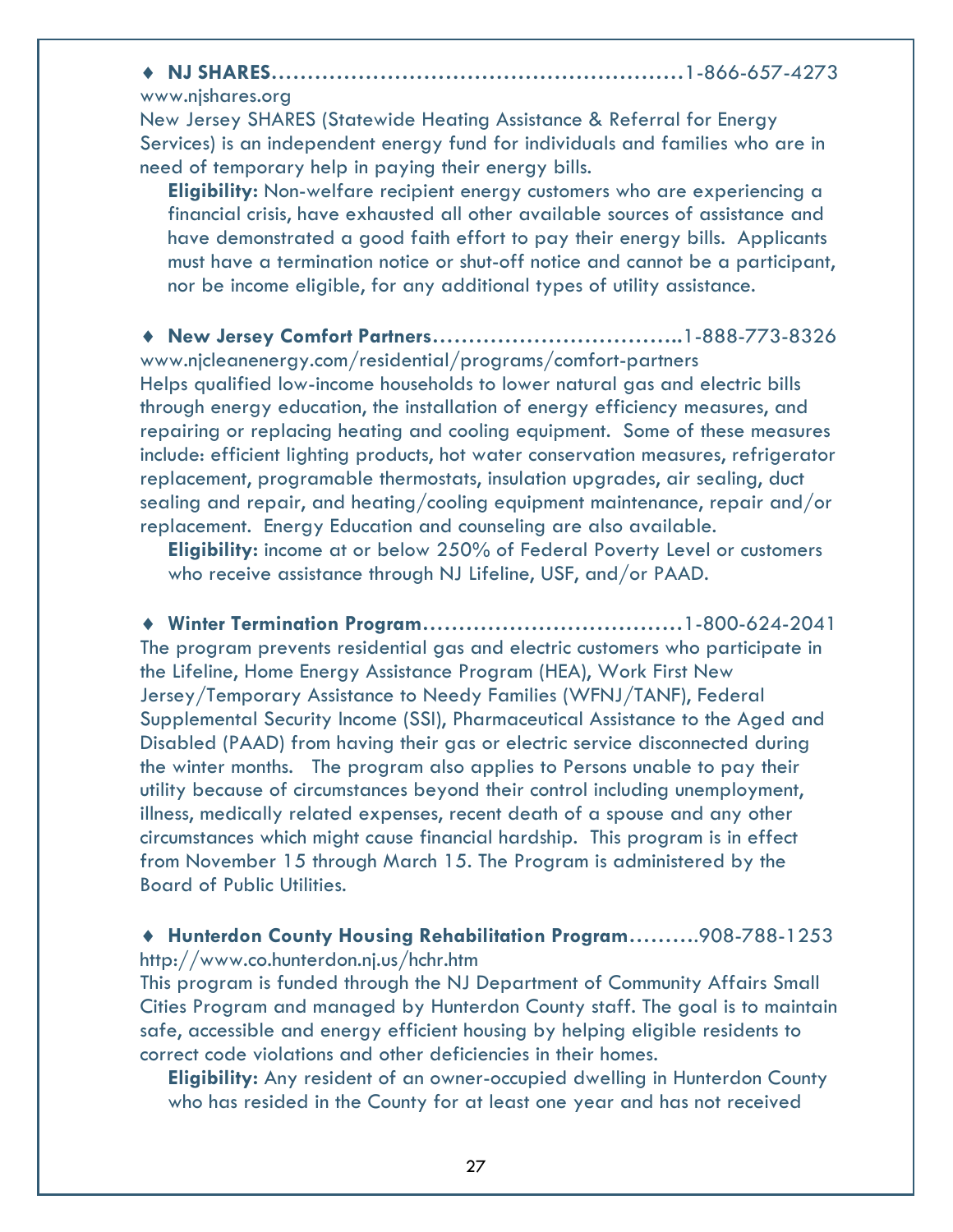♦ **NJ SHARES**......................................................1-866-657-4273
www.njshares.org
New Jersey SHARES (Statewide Heating Assistance & Referral for Energy Services) is an independent energy fund for individuals and families who are in need of temporary help in paying their energy bills.

**Eligibility:** Non-welfare recipient energy customers who are experiencing a financial crisis, have exhausted all other available sources of assistance and have demonstrated a good faith effort to pay their energy bills. Applicants must have a termination notice or shut-off notice and cannot be a participant, nor be income eligible, for any additional types of utility assistance.

♦ **New Jersey Comfort Partners**..................................1-888-773-8326
www.njcleanenergy.com/residential/programs/comfort-partners
Helps qualified low-income households to lower natural gas and electric bills through energy education, the installation of energy efficiency measures, and repairing or replacing heating and cooling equipment. Some of these measures include: efficient lighting products, hot water conservation measures, refrigerator replacement, programable thermostats, insulation upgrades, air sealing, duct sealing and repair, and heating/cooling equipment maintenance, repair and/or replacement. Energy Education and counseling are also available.

**Eligibility:** income at or below 250% of Federal Poverty Level or customers who receive assistance through NJ Lifeline, USF, and/or PAAD.

♦ **Winter Termination Program**...................................1-800-624-2041
The program prevents residential gas and electric customers who participate in the Lifeline, Home Energy Assistance Program (HEA), Work First New Jersey/Temporary Assistance to Needy Families (WFNJ/TANF), Federal Supplemental Security Income (SSI), Pharmaceutical Assistance to the Aged and Disabled (PAAD) from having their gas or electric service disconnected during the winter months. The program also applies to Persons unable to pay their utility because of circumstances beyond their control including unemployment, illness, medically related expenses, recent death of a spouse and any other circumstances which might cause financial hardship. This program is in effect from November 15 through March 15. The Program is administered by the Board of Public Utilities.

♦ **Hunterdon County Housing Rehabilitation Program**..........908-788-1253
http://www.co.hunterdon.nj.us/hchr.htm
This program is funded through the NJ Department of Community Affairs Small Cities Program and managed by Hunterdon County staff. The goal is to maintain safe, accessible and energy efficient housing by helping eligible residents to correct code violations and other deficiencies in their homes.

**Eligibility:** Any resident of an owner-occupied dwelling in Hunterdon County who has resided in the County for at least one year and has not received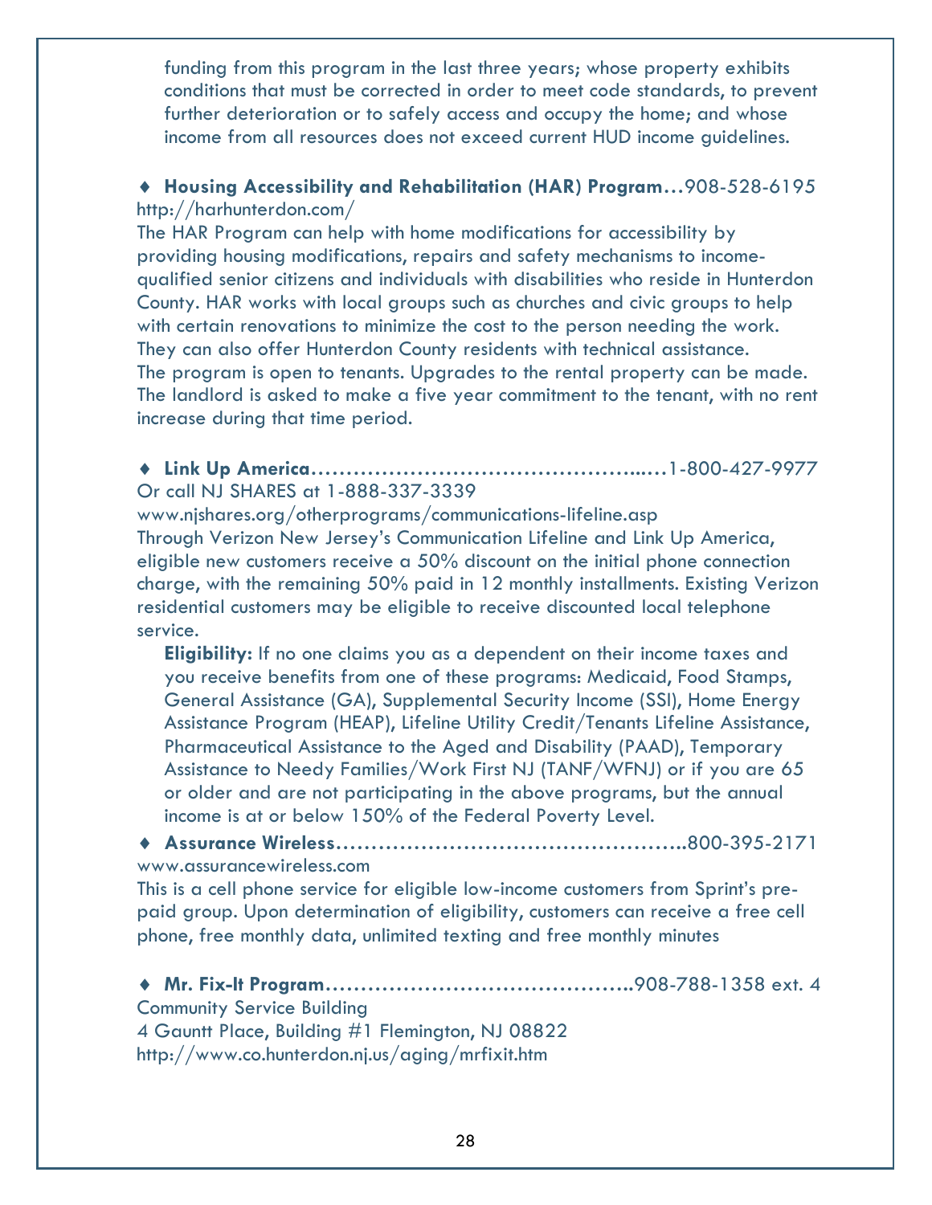funding from this program in the last three years; whose property exhibits conditions that must be corrected in order to meet code standards, to prevent further deterioration or to safely access and occupy the home; and whose income from all resources does not exceed current HUD income guidelines.

♦ **Housing Accessibility and Rehabilitation (HAR) Program…**908-528-6195
http://harhunterdon.com/
The HAR Program can help with home modifications for accessibility by providing housing modifications, repairs and safety mechanisms to income-qualified senior citizens and individuals with disabilities who reside in Hunterdon County. HAR works with local groups such as churches and civic groups to help with certain renovations to minimize the cost to the person needing the work. They can also offer Hunterdon County residents with technical assistance. The program is open to tenants. Upgrades to the rental property can be made. The landlord is asked to make a five year commitment to the tenant, with no rent increase during that time period.

♦ **Link Up America…………………………………………..…**1-800-427-9977
Or call NJ SHARES at 1-888-337-3339
www.njshares.org/otherprograms/communications-lifeline.asp
Through Verizon New Jersey's Communication Lifeline and Link Up America, eligible new customers receive a 50% discount on the initial phone connection charge, with the remaining 50% paid in 12 monthly installments. Existing Verizon residential customers may be eligible to receive discounted local telephone service.

**Eligibility:** If no one claims you as a dependent on their income taxes and you receive benefits from one of these programs: Medicaid, Food Stamps, General Assistance (GA), Supplemental Security Income (SSI), Home Energy Assistance Program (HEAP), Lifeline Utility Credit/Tenants Lifeline Assistance, Pharmaceutical Assistance to the Aged and Disability (PAAD), Temporary Assistance to Needy Families/Work First NJ (TANF/WFNJ) or if you are 65 or older and are not participating in the above programs, but the annual income is at or below 150% of the Federal Poverty Level.

♦ **Assurance Wireless…………………………………………..**800-395-2171
www.assurancewireless.com
This is a cell phone service for eligible low-income customers from Sprint's pre-paid group. Upon determination of eligibility, customers can receive a free cell phone, free monthly data, unlimited texting and free monthly minutes

♦ **Mr. Fix-It Program……………………………………..**908-788-1358 ext. 4
Community Service Building
4 Gauntt Place, Building #1 Flemington, NJ 08822
http://www.co.hunterdon.nj.us/aging/mrfixit.htm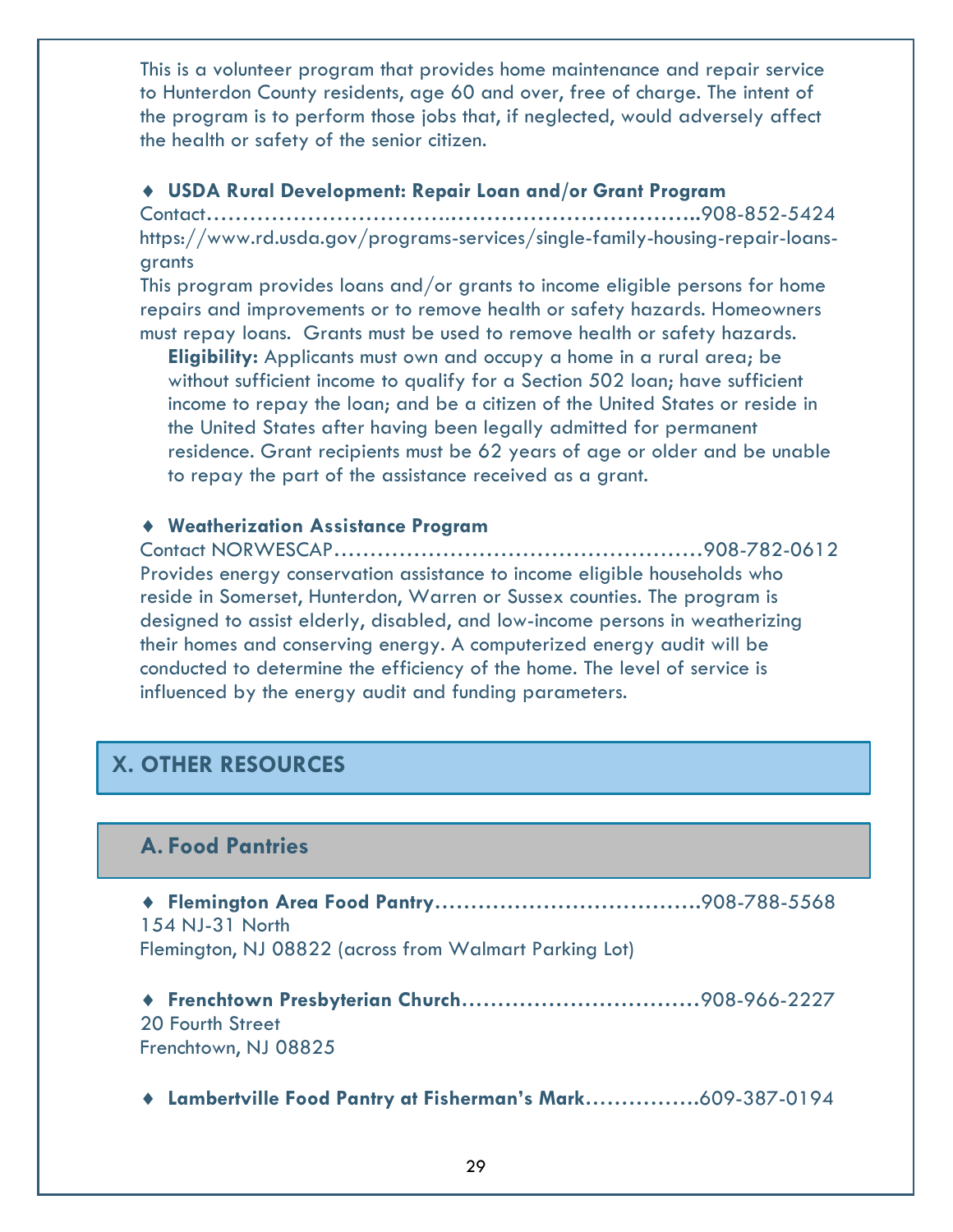This is a volunteer program that provides home maintenance and repair service to Hunterdon County residents, age 60 and over, free of charge. The intent of the program is to perform those jobs that, if neglected, would adversely affect the health or safety of the senior citizen.

♦ **USDA Rural Development: Repair Loan and/or Grant Program**

Contact……………………………..……………………………..908-852-5424

https://www.rd.usda.gov/programs-services/single-family-housing-repair-loans-grants

This program provides loans and/or grants to income eligible persons for home repairs and improvements or to remove health or safety hazards. Homeowners must repay loans. Grants must be used to remove health or safety hazards.

**Eligibility:** Applicants must own and occupy a home in a rural area; be without sufficient income to qualify for a Section 502 loan; have sufficient income to repay the loan; and be a citizen of the United States or reside in the United States after having been legally admitted for permanent residence. Grant recipients must be 62 years of age or older and be unable to repay the part of the assistance received as a grant.

♦ **Weatherization Assistance Program**

Contact NORWESCAP……………………………………………908-782-0612

Provides energy conservation assistance to income eligible households who reside in Somerset, Hunterdon, Warren or Sussex counties. The program is designed to assist elderly, disabled, and low-income persons in weatherizing their homes and conserving energy. A computerized energy audit will be conducted to determine the efficiency of the home. The level of service is influenced by the energy audit and funding parameters.

# X. OTHER RESOURCES

## A. Food Pantries

♦ **Flemington Area Food Pantry……………………………….**908-788-5568

154 NJ-31 North

Flemington, NJ 08822 (across from Walmart Parking Lot)

♦ **Frenchtown Presbyterian Church……………………………**908-966-2227

20 Fourth Street

Frenchtown, NJ 08825

♦ **Lambertville Food Pantry at Fisherman's Mark…………….**609-387-0194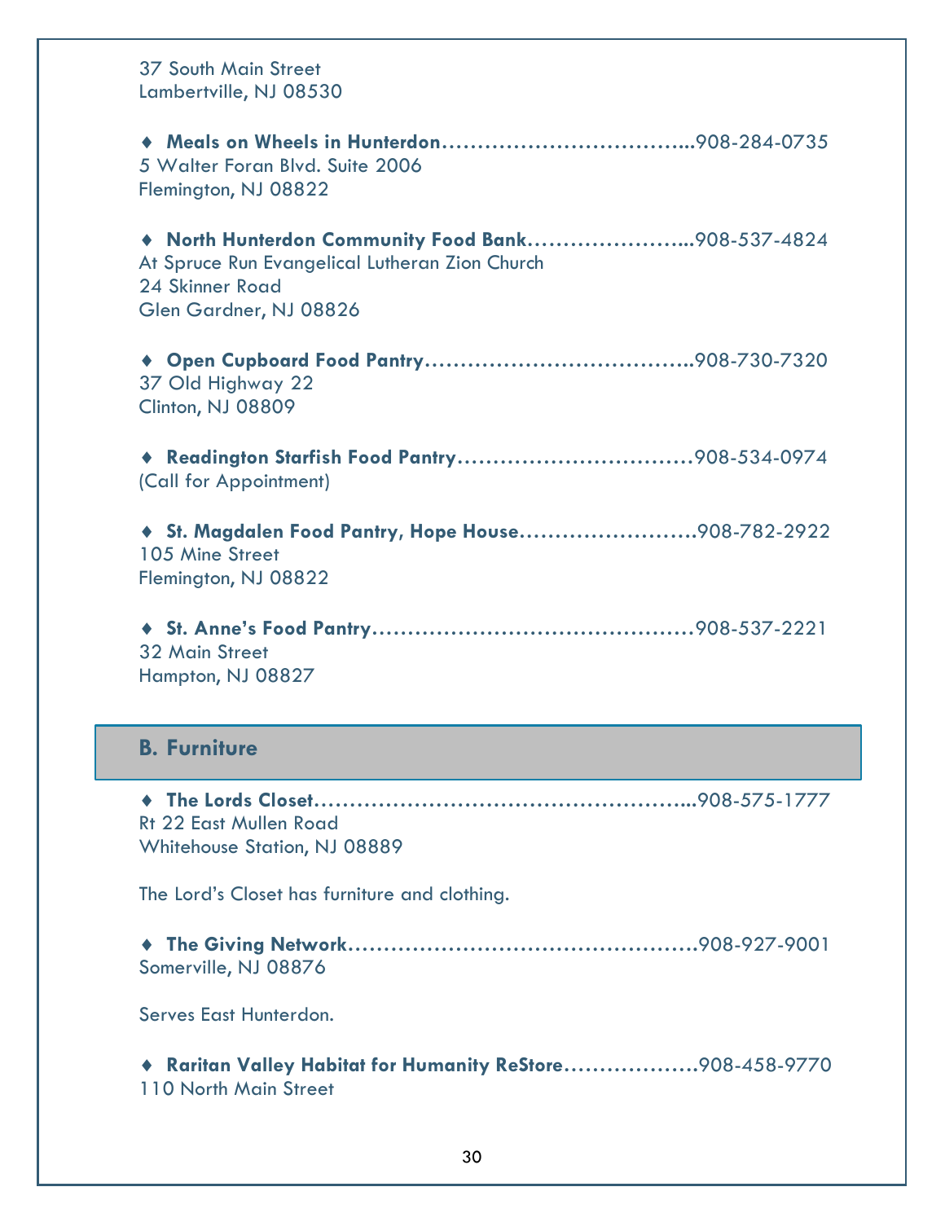37 South Main Street
Lambertville, NJ 08530

♦ **Meals on Wheels in Hunterdon**……………………………...908-284-0735
5 Walter Foran Blvd. Suite 2006
Flemington, NJ 08822

♦ **North Hunterdon Community Food Bank**…………………...908-537-4824
At Spruce Run Evangelical Lutheran Zion Church
24 Skinner Road
Glen Gardner, NJ 08826

♦ **Open Cupboard Food Pantry**………………………………..908-730-7320
37 Old Highway 22
Clinton, NJ 08809

♦ **Readington Starfish Food Pantry**……………………………908-534-0974
(Call for Appointment)

♦ **St. Magdalen Food Pantry, Hope House**…………………….908-782-2922
105 Mine Street
Flemington, NJ 08822

♦ **St. Anne's Food Pantry**………………………………………908-537-2221
32 Main Street
Hampton, NJ 08827

## B. Furniture

♦ **The Lords Closet**……………………………………………...908-575-1777
Rt 22 East Mullen Road
Whitehouse Station, NJ 08889

The Lord's Closet has furniture and clothing.

♦ **The Giving Network**…………………………………………..908-927-9001
Somerville, NJ 08876

Serves East Hunterdon.

♦ **Raritan Valley Habitat for Humanity ReStore**……………….908-458-9770
110 North Main Street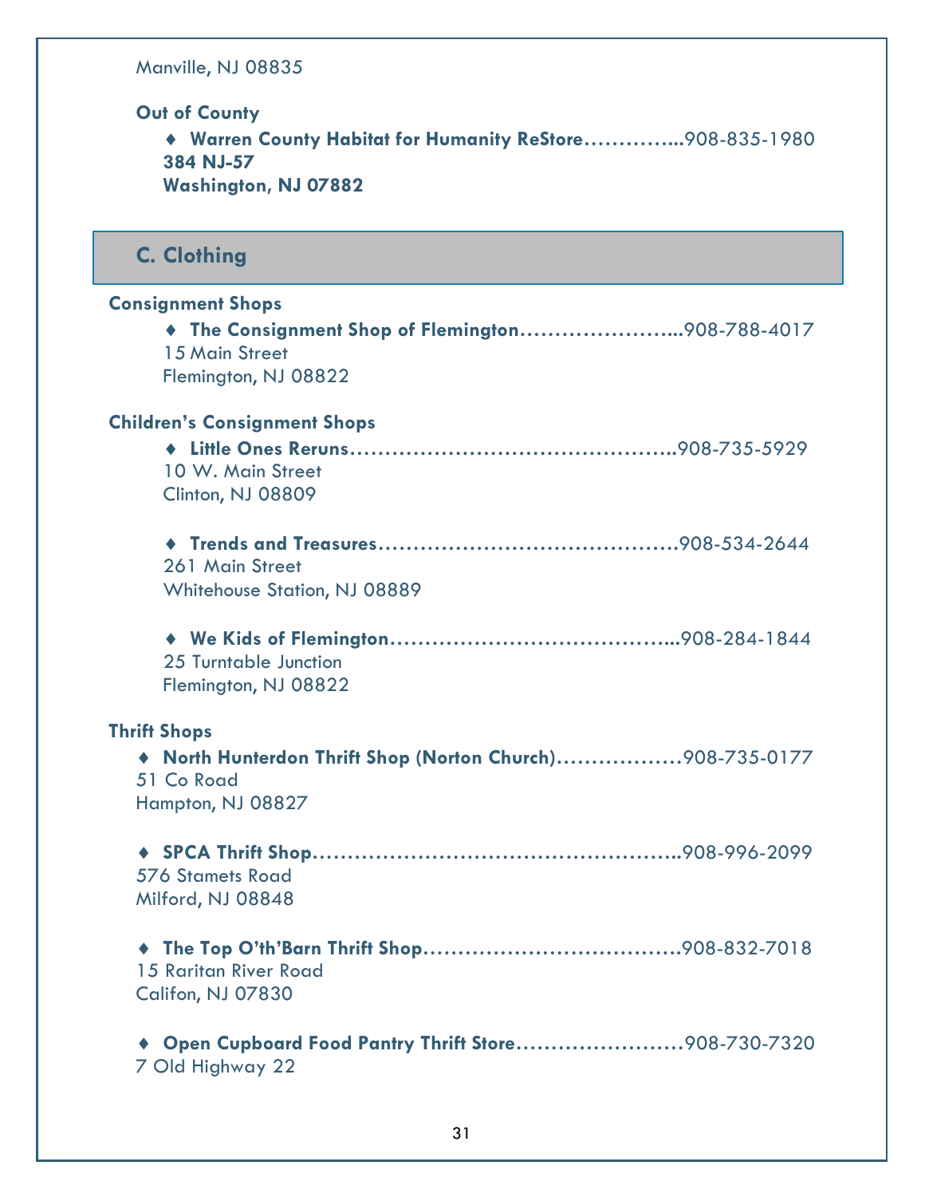Manville, NJ 08835

**Out of County**

- **Warren County Habitat for Humanity ReStore…………...**908-835-1980
  **384 NJ-57**
  **Washington, NJ 07882**

## C. Clothing

**Consignment Shops**

- **The Consignment Shop of Flemington…………………...**908-788-4017
  15 Main Street
  Flemington, NJ 08822

**Children's Consignment Shops**

- **Little Ones Reruns………………………………………..**908-735-5929
  10 W. Main Street
  Clinton, NJ 08809

- **Trends and Treasures……………………………………**908-534-2644
  261 Main Street
  Whitehouse Station, NJ 08889

- **We Kids of Flemington…………………………………...**908-284-1844
  25 Turntable Junction
  Flemington, NJ 08822

**Thrift Shops**

- **North Hunterdon Thrift Shop (Norton Church)………………**908-735-0177
  51 Co Road
  Hampton, NJ 08827

- **SPCA Thrift Shop……………………………………………..**908-996-2099
  576 Stamets Road
  Milford, NJ 08848

- **The Top O'th'Barn Thrift Shop………………………………**908-832-7018
  15 Raritan River Road
  Califon, NJ 07830

- **Open Cupboard Food Pantry Thrift Store……………………**908-730-7320
  7 Old Highway 22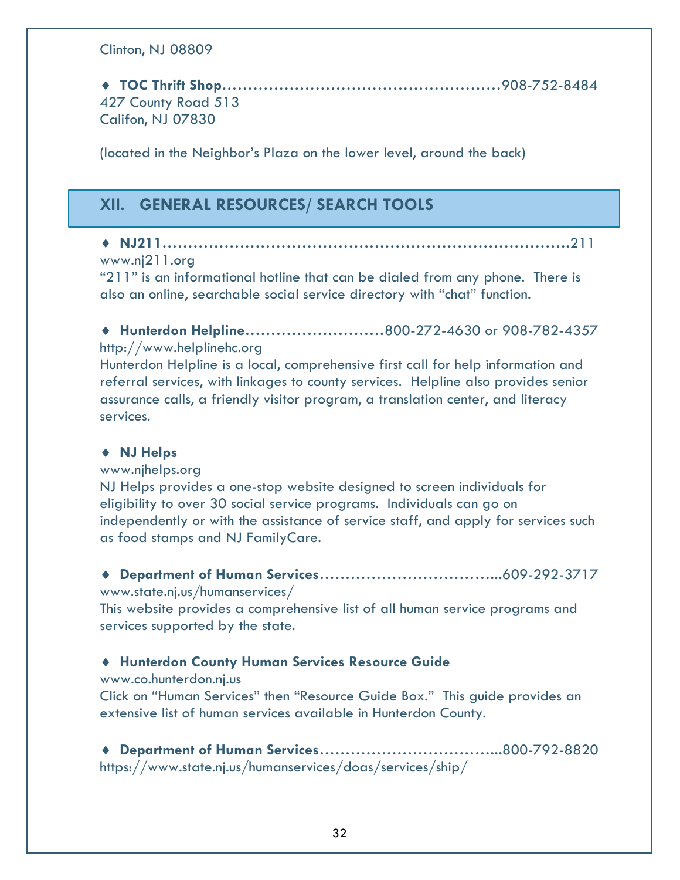Clinton, NJ 08809

♦ **TOC Thrift Shop**……………………………………………908-752-8484
427 County Road 513
Califon, NJ 07830

(located in the Neighbor's Plaza on the lower level, around the back)

## XII. GENERAL RESOURCES/ SEARCH TOOLS

♦ **NJ211**…………………………………………………………………211
www.nj211.org
"211" is an informational hotline that can be dialed from any phone. There is also an online, searchable social service directory with "chat" function.

♦ **Hunterdon Helpline**………………………800-272-4630 or 908-782-4357
http://www.helplinehc.org
Hunterdon Helpline is a local, comprehensive first call for help information and referral services, with linkages to county services. Helpline also provides senior assurance calls, a friendly visitor program, a translation center, and literacy services.

♦ **NJ Helps**
www.njhelps.org
NJ Helps provides a one-stop website designed to screen individuals for eligibility to over 30 social service programs. Individuals can go on independently or with the assistance of service staff, and apply for services such as food stamps and NJ FamilyCare.

♦ **Department of Human Services**……………………………...609-292-3717
www.state.nj.us/humanservices/
This website provides a comprehensive list of all human service programs and services supported by the state.

♦ **Hunterdon County Human Services Resource Guide**
www.co.hunterdon.nj.us
Click on "Human Services" then "Resource Guide Box." This guide provides an extensive list of human services available in Hunterdon County.

♦ **Department of Human Services**……………………………...800-792-8820
https://www.state.nj.us/humanservices/doas/services/ship/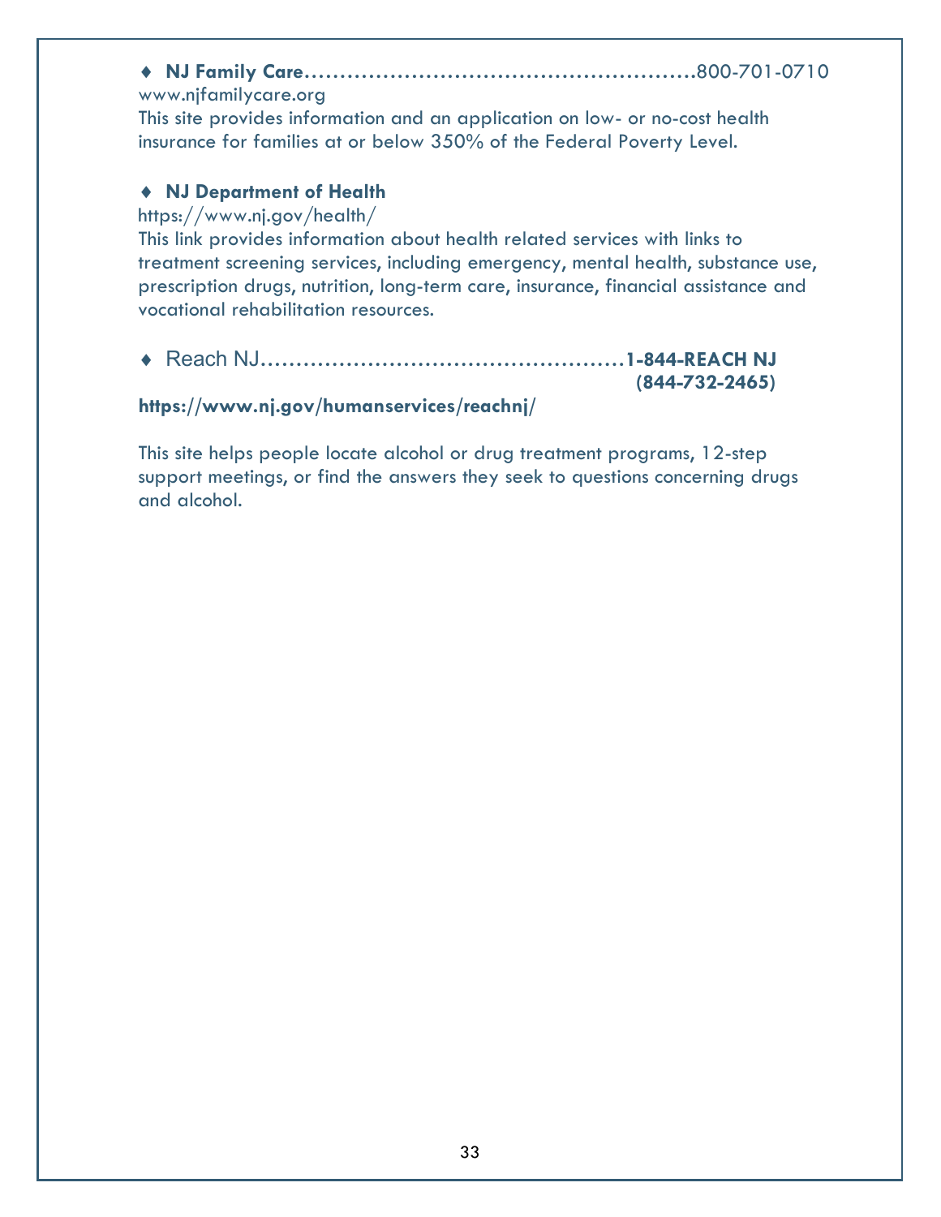♦ **NJ Family Care**……………………………………………….800-701-0710
www.njfamilycare.org
This site provides information and an application on low- or no-cost health insurance for families at or below 350% of the Federal Poverty Level.

♦ **NJ Department of Health**
https://www.nj.gov/health/
This link provides information about health related services with links to treatment screening services, including emergency, mental health, substance use, prescription drugs, nutrition, long-term care, insurance, financial assistance and vocational rehabilitation resources.

♦ Reach NJ…………………………………………….**1-844-REACH NJ (844-732-2465)**

**https://www.nj.gov/humanservices/reachnj/**

This site helps people locate alcohol or drug treatment programs, 12-step support meetings, or find the answers they seek to questions concerning drugs and alcohol.